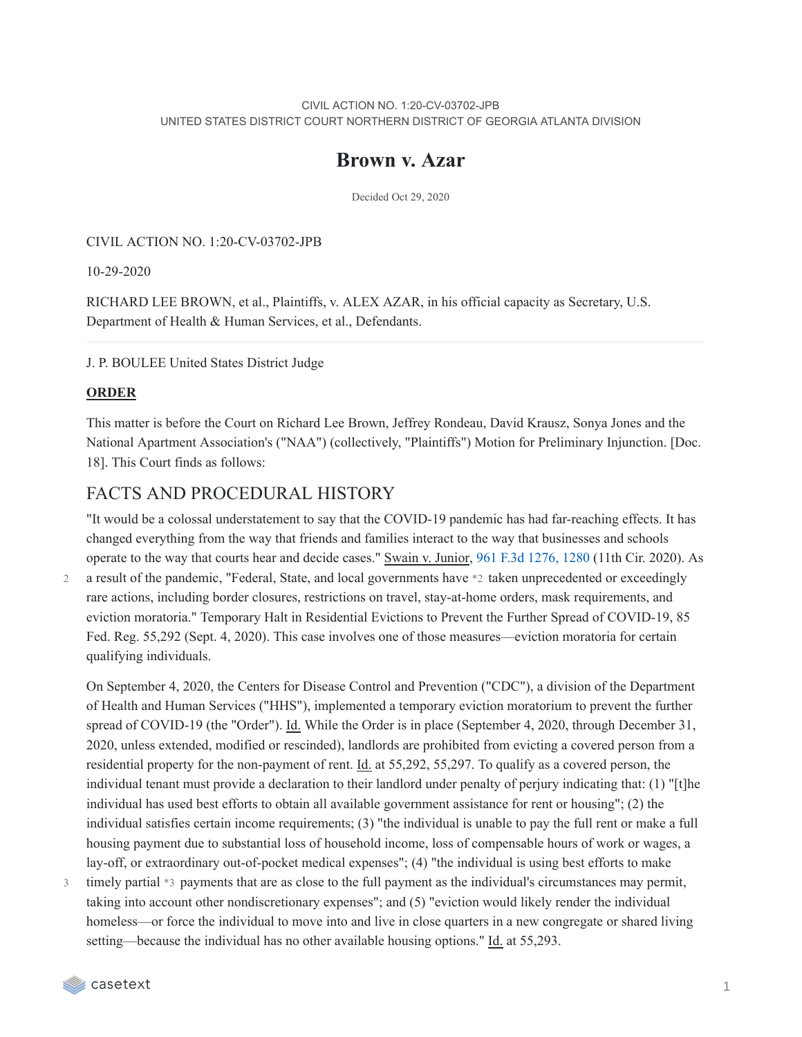CIVIL ACTION NO. 1:20-CV-03702-JPB
UNITED STATES DISTRICT COURT NORTHERN DISTRICT OF GEORGIA ATLANTA DIVISION

# Brown v. Azar

Decided Oct 29, 2020

CIVIL ACTION NO. 1:20-CV-03702-JPB

10-29-2020

RICHARD LEE BROWN, et al., Plaintiffs, v. ALEX AZAR, in his official capacity as Secretary, U.S. Department of Health & Human Services, et al., Defendants.

---

J. P. BOULEE United States District Judge

**ORDER**

This matter is before the Court on Richard Lee Brown, Jeffrey Rondeau, David Krausz, Sonya Jones and the National Apartment Association's ("NAA") (collectively, "Plaintiffs") Motion for Preliminary Injunction. [Doc. 18]. This Court finds as follows:

## FACTS AND PROCEDURAL HISTORY

"It would be a colossal understatement to say that the COVID-19 pandemic has had far-reaching effects. It has changed everything from the way that friends and families interact to the way that businesses and schools operate to the way that courts hear and decide cases." Swain v. Junior, 961 F.3d 1276, 1280 (11th Cir. 2020). As a result of the pandemic, "Federal, State, and local governments have *2 taken unprecedented or exceedingly rare actions, including border closures, restrictions on travel, stay-at-home orders, mask requirements, and eviction moratoria." Temporary Halt in Residential Evictions to Prevent the Further Spread of COVID-19, 85 Fed. Reg. 55,292 (Sept. 4, 2020). This case involves one of those measures—eviction moratoria for certain qualifying individuals.

On September 4, 2020, the Centers for Disease Control and Prevention ("CDC"), a division of the Department of Health and Human Services ("HHS"), implemented a temporary eviction moratorium to prevent the further spread of COVID-19 (the "Order"). Id. While the Order is in place (September 4, 2020, through December 31, 2020, unless extended, modified or rescinded), landlords are prohibited from evicting a covered person from a residential property for the non-payment of rent. Id. at 55,292, 55,297. To qualify as a covered person, the individual tenant must provide a declaration to their landlord under penalty of perjury indicating that: (1) "[t]he individual has used best efforts to obtain all available government assistance for rent or housing"; (2) the individual satisfies certain income requirements; (3) "the individual is unable to pay the full rent or make a full housing payment due to substantial loss of household income, loss of compensable hours of work or wages, a lay-off, or extraordinary out-of-pocket medical expenses"; (4) "the individual is using best efforts to make timely partial *3 payments that are as close to the full payment as the individual's circumstances may permit, taking into account other nondiscretionary expenses"; and (5) "eviction would likely render the individual homeless—or force the individual to move into and live in close quarters in a new congregate or shared living setting—because the individual has no other available housing options." Id. at 55,293.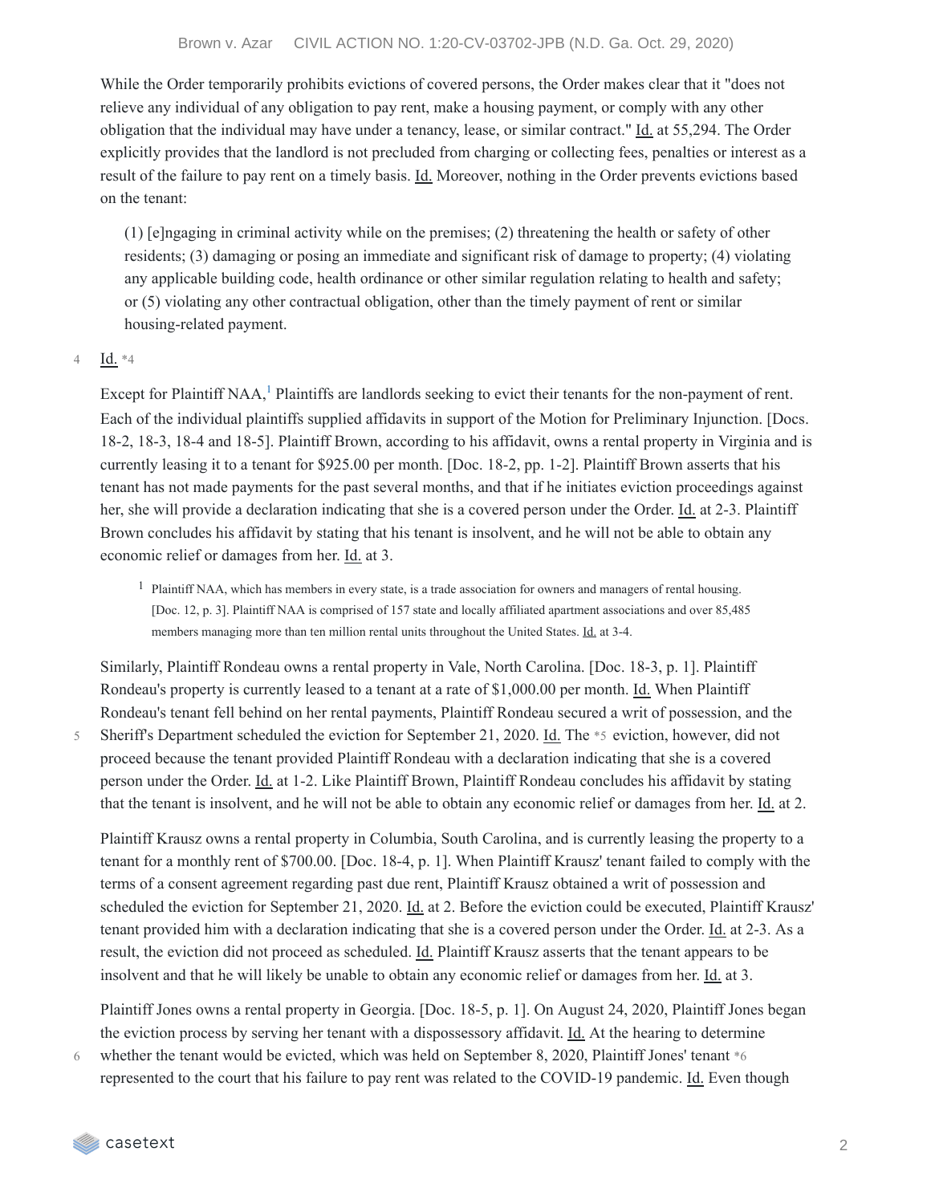While the Order temporarily prohibits evictions of covered persons, the Order makes clear that it "does not relieve any individual of any obligation to pay rent, make a housing payment, or comply with any other obligation that the individual may have under a tenancy, lease, or similar contract." Id. at 55,294. The Order explicitly provides that the landlord is not precluded from charging or collecting fees, penalties or interest as a result of the failure to pay rent on a timely basis. Id. Moreover, nothing in the Order prevents evictions based on the tenant:

> (1) [e]ngaging in criminal activity while on the premises; (2) threatening the health or safety of other residents; (3) damaging or posing an immediate and significant risk of damage to property; (4) violating any applicable building code, health ordinance or other similar regulation relating to health and safety; or (5) violating any other contractual obligation, other than the timely payment of rent or similar housing-related payment.

Id. *4

Except for Plaintiff NAA,[1] Plaintiffs are landlords seeking to evict their tenants for the non-payment of rent. Each of the individual plaintiffs supplied affidavits in support of the Motion for Preliminary Injunction. [Docs. 18-2, 18-3, 18-4 and 18-5]. Plaintiff Brown, according to his affidavit, owns a rental property in Virginia and is currently leasing it to a tenant for $925.00 per month. [Doc. 18-2, pp. 1-2]. Plaintiff Brown asserts that his tenant has not made payments for the past several months, and that if he initiates eviction proceedings against her, she will provide a declaration indicating that she is a covered person under the Order. Id. at 2-3. Plaintiff Brown concludes his affidavit by stating that his tenant is insolvent, and he will not be able to obtain any economic relief or damages from her. Id. at 3.

[1] Plaintiff NAA, which has members in every state, is a trade association for owners and managers of rental housing. [Doc. 12, p. 3]. Plaintiff NAA is comprised of 157 state and locally affiliated apartment associations and over 85,485 members managing more than ten million rental units throughout the United States. Id. at 3-4.

Similarly, Plaintiff Rondeau owns a rental property in Vale, North Carolina. [Doc. 18-3, p. 1]. Plaintiff Rondeau's property is currently leased to a tenant at a rate of $1,000.00 per month. Id. When Plaintiff Rondeau's tenant fell behind on her rental payments, Plaintiff Rondeau secured a writ of possession, and the Sheriff's Department scheduled the eviction for September 21, 2020. Id. The *5 eviction, however, did not proceed because the tenant provided Plaintiff Rondeau with a declaration indicating that she is a covered person under the Order. Id. at 1-2. Like Plaintiff Brown, Plaintiff Rondeau concludes his affidavit by stating that the tenant is insolvent, and he will not be able to obtain any economic relief or damages from her. Id. at 2.

Plaintiff Krausz owns a rental property in Columbia, South Carolina, and is currently leasing the property to a tenant for a monthly rent of $700.00. [Doc. 18-4, p. 1]. When Plaintiff Krausz' tenant failed to comply with the terms of a consent agreement regarding past due rent, Plaintiff Krausz obtained a writ of possession and scheduled the eviction for September 21, 2020. Id. at 2. Before the eviction could be executed, Plaintiff Krausz' tenant provided him with a declaration indicating that she is a covered person under the Order. Id. at 2-3. As a result, the eviction did not proceed as scheduled. Id. Plaintiff Krausz asserts that the tenant appears to be insolvent and that he will likely be unable to obtain any economic relief or damages from her. Id. at 3.

Plaintiff Jones owns a rental property in Georgia. [Doc. 18-5, p. 1]. On August 24, 2020, Plaintiff Jones began the eviction process by serving her tenant with a dispossessory affidavit. Id. At the hearing to determine whether the tenant would be evicted, which was held on September 8, 2020, Plaintiff Jones' tenant *6 represented to the court that his failure to pay rent was related to the COVID-19 pandemic. Id. Even though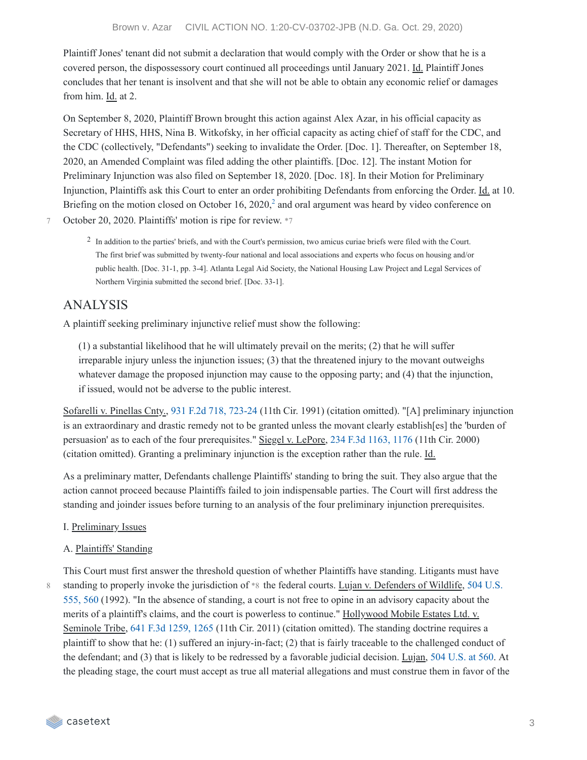Plaintiff Jones' tenant did not submit a declaration that would comply with the Order or show that he is a covered person, the dispossessory court continued all proceedings until January 2021. Id. Plaintiff Jones concludes that her tenant is insolvent and that she will not be able to obtain any economic relief or damages from him. Id. at 2.

On September 8, 2020, Plaintiff Brown brought this action against Alex Azar, in his official capacity as Secretary of HHS, HHS, Nina B. Witkofsky, in her official capacity as acting chief of staff for the CDC, and the CDC (collectively, "Defendants") seeking to invalidate the Order. [Doc. 1]. Thereafter, on September 18, 2020, an Amended Complaint was filed adding the other plaintiffs. [Doc. 12]. The instant Motion for Preliminary Injunction was also filed on September 18, 2020. [Doc. 18]. In their Motion for Preliminary Injunction, Plaintiffs ask this Court to enter an order prohibiting Defendants from enforcing the Order. Id. at 10. Briefing on the motion closed on October 16, 2020,[2] and oral argument was heard by video conference on October 20, 2020. Plaintiffs' motion is ripe for review. *7

[2] In addition to the parties' briefs, and with the Court's permission, two amicus curiae briefs were filed with the Court. The first brief was submitted by twenty-four national and local associations and experts who focus on housing and/or public health. [Doc. 31-1, pp. 3-4]. Atlanta Legal Aid Society, the National Housing Law Project and Legal Services of Northern Virginia submitted the second brief. [Doc. 33-1].

## ANALYSIS

A plaintiff seeking preliminary injunctive relief must show the following:

> (1) a substantial likelihood that he will ultimately prevail on the merits; (2) that he will suffer irreparable injury unless the injunction issues; (3) that the threatened injury to the movant outweighs whatever damage the proposed injunction may cause to the opposing party; and (4) that the injunction, if issued, would not be adverse to the public interest.

Sofarelli v. Pinellas Cnty., 931 F.2d 718, 723-24 (11th Cir. 1991) (citation omitted). "[A] preliminary injunction is an extraordinary and drastic remedy not to be granted unless the movant clearly establish[es] the 'burden of persuasion' as to each of the four prerequisites." Siegel v. LePore, 234 F.3d 1163, 1176 (11th Cir. 2000) (citation omitted). Granting a preliminary injunction is the exception rather than the rule. Id.

As a preliminary matter, Defendants challenge Plaintiffs' standing to bring the suit. They also argue that the action cannot proceed because Plaintiffs failed to join indispensable parties. The Court will first address the standing and joinder issues before turning to an analysis of the four preliminary injunction prerequisites.

I. Preliminary Issues

A. Plaintiffs' Standing

This Court must first answer the threshold question of whether Plaintiffs have standing. Litigants must have standing to properly invoke the jurisdiction of *8 the federal courts. Lujan v. Defenders of Wildlife, 504 U.S. 555, 560 (1992). "In the absence of standing, a court is not free to opine in an advisory capacity about the merits of a plaintiff's claims, and the court is powerless to continue." Hollywood Mobile Estates Ltd. v. Seminole Tribe, 641 F.3d 1259, 1265 (11th Cir. 2011) (citation omitted). The standing doctrine requires a plaintiff to show that he: (1) suffered an injury-in-fact; (2) that is fairly traceable to the challenged conduct of the defendant; and (3) that is likely to be redressed by a favorable judicial decision. Lujan, 504 U.S. at 560. At the pleading stage, the court must accept as true all material allegations and must construe them in favor of the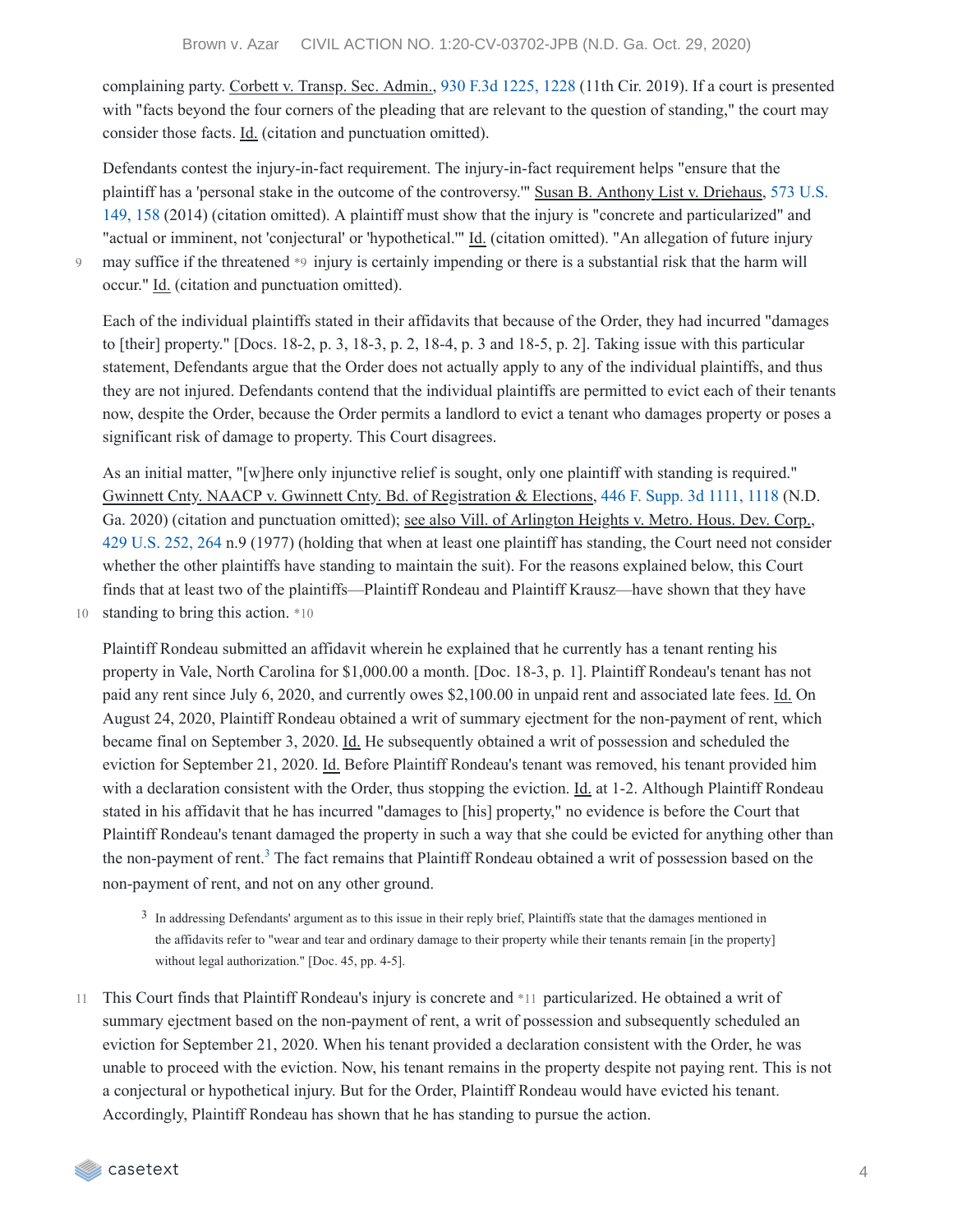complaining party. Corbett v. Transp. Sec. Admin., 930 F.3d 1225, 1228 (11th Cir. 2019). If a court is presented with "facts beyond the four corners of the pleading that are relevant to the question of standing," the court may consider those facts. Id. (citation and punctuation omitted).

Defendants contest the injury-in-fact requirement. The injury-in-fact requirement helps "ensure that the plaintiff has a 'personal stake in the outcome of the controversy.'" Susan B. Anthony List v. Driehaus, 573 U.S. 149, 158 (2014) (citation omitted). A plaintiff must show that the injury is "concrete and particularized" and "actual or imminent, not 'conjectural' or 'hypothetical.'" Id. (citation omitted). "An allegation of future injury may suffice if the threatened *9 injury is certainly impending or there is a substantial risk that the harm will occur." Id. (citation and punctuation omitted).

Each of the individual plaintiffs stated in their affidavits that because of the Order, they had incurred "damages to [their] property." [Docs. 18-2, p. 3, 18-3, p. 2, 18-4, p. 3 and 18-5, p. 2]. Taking issue with this particular statement, Defendants argue that the Order does not actually apply to any of the individual plaintiffs, and thus they are not injured. Defendants contend that the individual plaintiffs are permitted to evict each of their tenants now, despite the Order, because the Order permits a landlord to evict a tenant who damages property or poses a significant risk of damage to property. This Court disagrees.

As an initial matter, "[w]here only injunctive relief is sought, only one plaintiff with standing is required." Gwinnett Cnty. NAACP v. Gwinnett Cnty. Bd. of Registration & Elections, 446 F. Supp. 3d 1111, 1118 (N.D. Ga. 2020) (citation and punctuation omitted); see also Vill. of Arlington Heights v. Metro. Hous. Dev. Corp., 429 U.S. 252, 264 n.9 (1977) (holding that when at least one plaintiff has standing, the Court need not consider whether the other plaintiffs have standing to maintain the suit). For the reasons explained below, this Court finds that at least two of the plaintiffs—Plaintiff Rondeau and Plaintiff Krausz—have shown that they have standing to bring this action. *10

Plaintiff Rondeau submitted an affidavit wherein he explained that he currently has a tenant renting his property in Vale, North Carolina for $1,000.00 a month. [Doc. 18-3, p. 1]. Plaintiff Rondeau's tenant has not paid any rent since July 6, 2020, and currently owes $2,100.00 in unpaid rent and associated late fees. Id. On August 24, 2020, Plaintiff Rondeau obtained a writ of summary ejectment for the non-payment of rent, which became final on September 3, 2020. Id. He subsequently obtained a writ of possession and scheduled the eviction for September 21, 2020. Id. Before Plaintiff Rondeau's tenant was removed, his tenant provided him with a declaration consistent with the Order, thus stopping the eviction. Id. at 1-2. Although Plaintiff Rondeau stated in his affidavit that he has incurred "damages to [his] property," no evidence is before the Court that Plaintiff Rondeau's tenant damaged the property in such a way that she could be evicted for anything other than the non-payment of rent.[3] The fact remains that Plaintiff Rondeau obtained a writ of possession based on the non-payment of rent, and not on any other ground.

[3] In addressing Defendants' argument as to this issue in their reply brief, Plaintiffs state that the damages mentioned in the affidavits refer to "wear and tear and ordinary damage to their property while their tenants remain [in the property] without legal authorization." [Doc. 45, pp. 4-5].

This Court finds that Plaintiff Rondeau's injury is concrete and *11 particularized. He obtained a writ of summary ejectment based on the non-payment of rent, a writ of possession and subsequently scheduled an eviction for September 21, 2020. When his tenant provided a declaration consistent with the Order, he was unable to proceed with the eviction. Now, his tenant remains in the property despite not paying rent. This is not a conjectural or hypothetical injury. But for the Order, Plaintiff Rondeau would have evicted his tenant. Accordingly, Plaintiff Rondeau has shown that he has standing to pursue the action.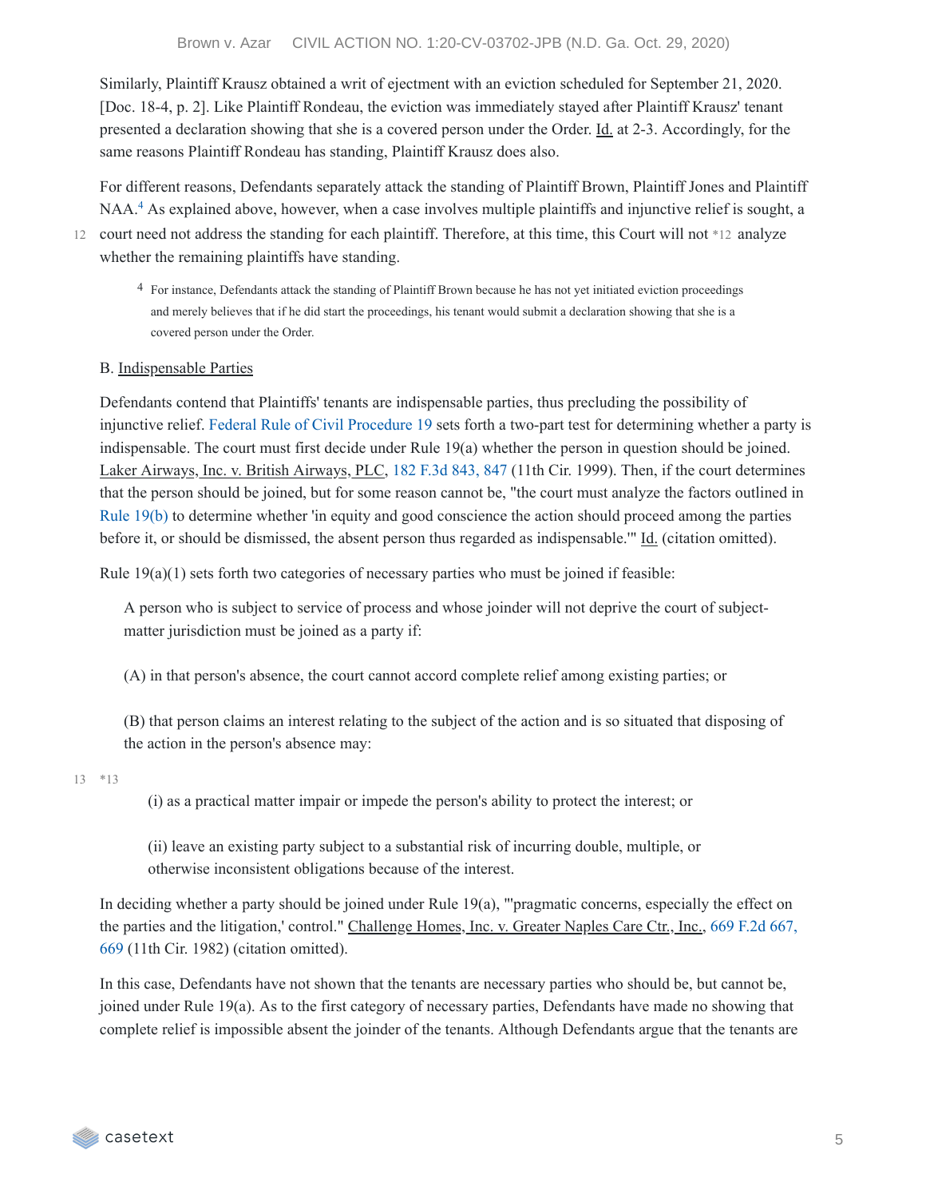Similarly, Plaintiff Krausz obtained a writ of ejectment with an eviction scheduled for September 21, 2020. [Doc. 18-4, p. 2]. Like Plaintiff Rondeau, the eviction was immediately stayed after Plaintiff Krausz' tenant presented a declaration showing that she is a covered person under the Order. Id. at 2-3. Accordingly, for the same reasons Plaintiff Rondeau has standing, Plaintiff Krausz does also.

For different reasons, Defendants separately attack the standing of Plaintiff Brown, Plaintiff Jones and Plaintiff NAA.[4] As explained above, however, when a case involves multiple plaintiffs and injunctive relief is sought, a court need not address the standing for each plaintiff. Therefore, at this time, this Court will not *12 analyze whether the remaining plaintiffs have standing.

[4] For instance, Defendants attack the standing of Plaintiff Brown because he has not yet initiated eviction proceedings and merely believes that if he did start the proceedings, his tenant would submit a declaration showing that she is a covered person under the Order.

B. Indispensable Parties

Defendants contend that Plaintiffs' tenants are indispensable parties, thus precluding the possibility of injunctive relief. Federal Rule of Civil Procedure 19 sets forth a two-part test for determining whether a party is indispensable. The court must first decide under Rule 19(a) whether the person in question should be joined. Laker Airways, Inc. v. British Airways, PLC, 182 F.3d 843, 847 (11th Cir. 1999). Then, if the court determines that the person should be joined, but for some reason cannot be, "the court must analyze the factors outlined in Rule 19(b) to determine whether 'in equity and good conscience the action should proceed among the parties before it, or should be dismissed, the absent person thus regarded as indispensable.'" Id. (citation omitted).

Rule 19(a)(1) sets forth two categories of necessary parties who must be joined if feasible:

> A person who is subject to service of process and whose joinder will not deprive the court of subject-matter jurisdiction must be joined as a party if:
>
> (A) in that person's absence, the court cannot accord complete relief among existing parties; or
>
> (B) that person claims an interest relating to the subject of the action and is so situated that disposing of the action in the person's absence may:
>
> *13
>
> (i) as a practical matter impair or impede the person's ability to protect the interest; or
>
> (ii) leave an existing party subject to a substantial risk of incurring double, multiple, or otherwise inconsistent obligations because of the interest.

In deciding whether a party should be joined under Rule 19(a), "'pragmatic concerns, especially the effect on the parties and the litigation,' control." Challenge Homes, Inc. v. Greater Naples Care Ctr., Inc., 669 F.2d 667, 669 (11th Cir. 1982) (citation omitted).

In this case, Defendants have not shown that the tenants are necessary parties who should be, but cannot be, joined under Rule 19(a). As to the first category of necessary parties, Defendants have made no showing that complete relief is impossible absent the joinder of the tenants. Although Defendants argue that the tenants are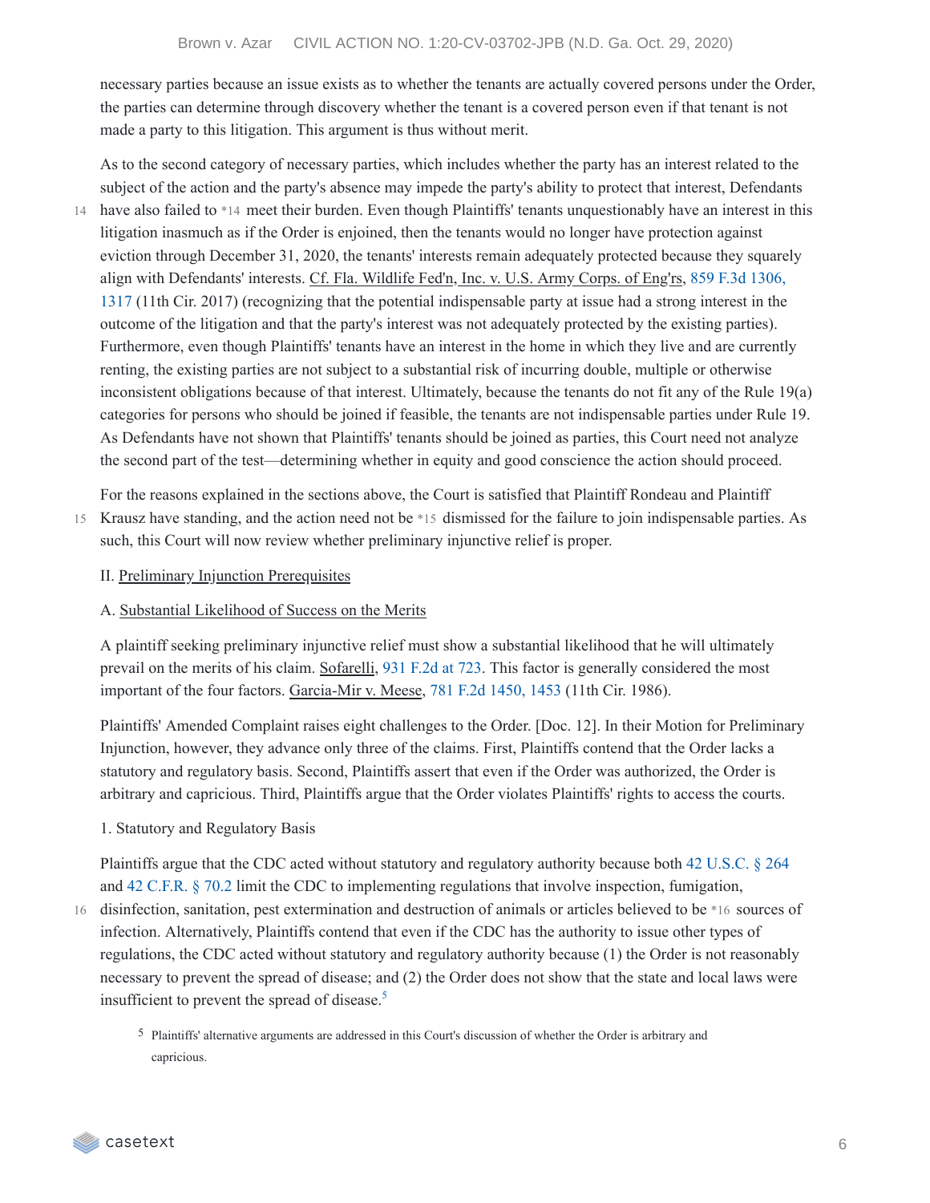necessary parties because an issue exists as to whether the tenants are actually covered persons under the Order, the parties can determine through discovery whether the tenant is a covered person even if that tenant is not made a party to this litigation. This argument is thus without merit.

As to the second category of necessary parties, which includes whether the party has an interest related to the subject of the action and the party's absence may impede the party's ability to protect that interest, Defendants have also failed to *14 meet their burden. Even though Plaintiffs' tenants unquestionably have an interest in this litigation inasmuch as if the Order is enjoined, then the tenants would no longer have protection against eviction through December 31, 2020, the tenants' interests remain adequately protected because they squarely align with Defendants' interests. Cf. Fla. Wildlife Fed'n, Inc. v. U.S. Army Corps. of Eng'rs, 859 F.3d 1306, 1317 (11th Cir. 2017) (recognizing that the potential indispensable party at issue had a strong interest in the outcome of the litigation and that the party's interest was not adequately protected by the existing parties). Furthermore, even though Plaintiffs' tenants have an interest in the home in which they live and are currently renting, the existing parties are not subject to a substantial risk of incurring double, multiple or otherwise inconsistent obligations because of that interest. Ultimately, because the tenants do not fit any of the Rule 19(a) categories for persons who should be joined if feasible, the tenants are not indispensable parties under Rule 19. As Defendants have not shown that Plaintiffs' tenants should be joined as parties, this Court need not analyze the second part of the test—determining whether in equity and good conscience the action should proceed.

For the reasons explained in the sections above, the Court is satisfied that Plaintiff Rondeau and Plaintiff Krausz have standing, and the action need not be *15 dismissed for the failure to join indispensable parties. As such, this Court will now review whether preliminary injunctive relief is proper.

II. Preliminary Injunction Prerequisites

A. Substantial Likelihood of Success on the Merits

A plaintiff seeking preliminary injunctive relief must show a substantial likelihood that he will ultimately prevail on the merits of his claim. Sofarelli, 931 F.2d at 723. This factor is generally considered the most important of the four factors. Garcia-Mir v. Meese, 781 F.2d 1450, 1453 (11th Cir. 1986).

Plaintiffs' Amended Complaint raises eight challenges to the Order. [Doc. 12]. In their Motion for Preliminary Injunction, however, they advance only three of the claims. First, Plaintiffs contend that the Order lacks a statutory and regulatory basis. Second, Plaintiffs assert that even if the Order was authorized, the Order is arbitrary and capricious. Third, Plaintiffs argue that the Order violates Plaintiffs' rights to access the courts.

1. Statutory and Regulatory Basis

Plaintiffs argue that the CDC acted without statutory and regulatory authority because both 42 U.S.C. § 264 and 42 C.F.R. § 70.2 limit the CDC to implementing regulations that involve inspection, fumigation, disinfection, sanitation, pest extermination and destruction of animals or articles believed to be *16 sources of infection. Alternatively, Plaintiffs contend that even if the CDC has the authority to issue other types of regulations, the CDC acted without statutory and regulatory authority because (1) the Order is not reasonably necessary to prevent the spread of disease; and (2) the Order does not show that the state and local laws were insufficient to prevent the spread of disease.[5]

[5] Plaintiffs' alternative arguments are addressed in this Court's discussion of whether the Order is arbitrary and capricious.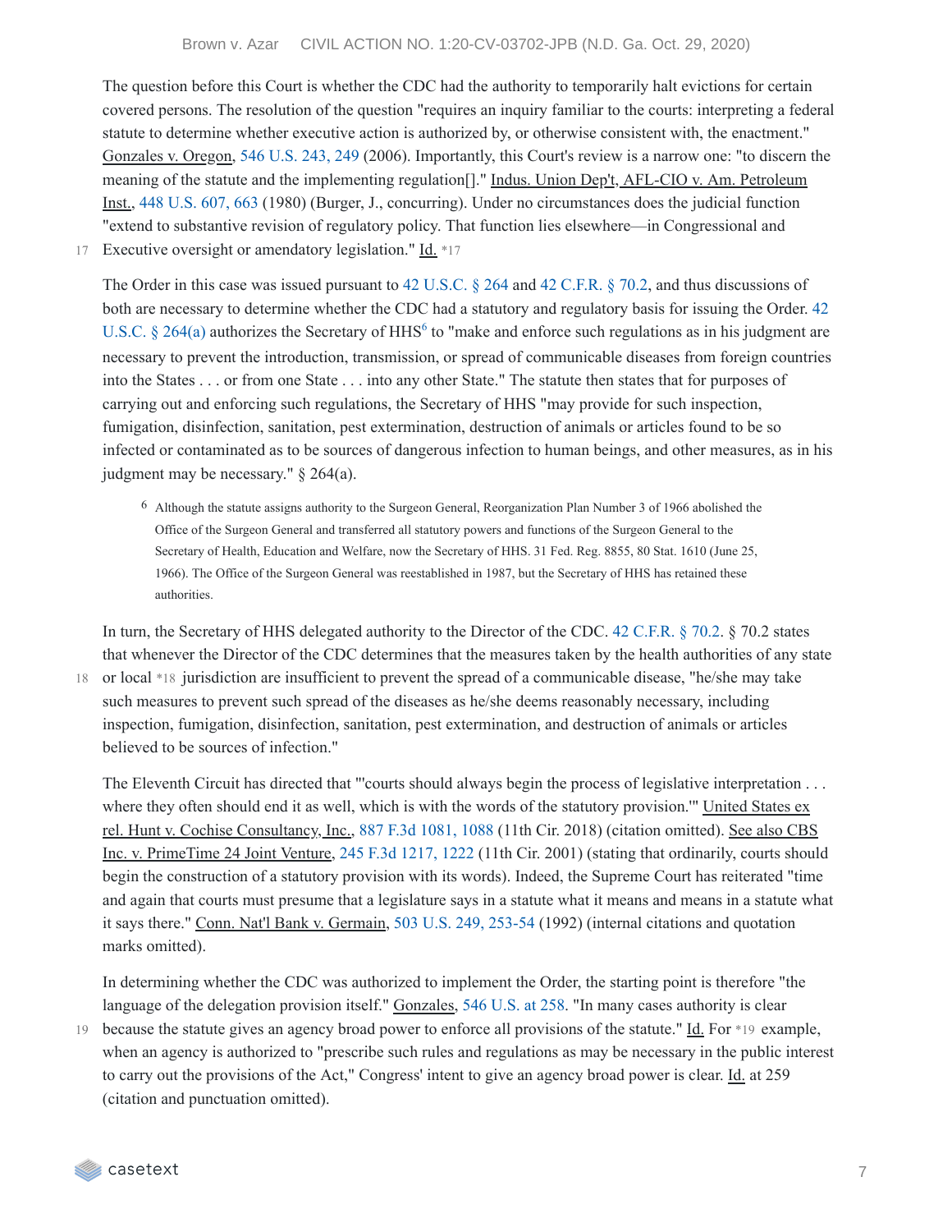The question before this Court is whether the CDC had the authority to temporarily halt evictions for certain covered persons. The resolution of the question "requires an inquiry familiar to the courts: interpreting a federal statute to determine whether executive action is authorized by, or otherwise consistent with, the enactment." Gonzales v. Oregon, 546 U.S. 243, 249 (2006). Importantly, this Court's review is a narrow one: "to discern the meaning of the statute and the implementing regulation[]." Indus. Union Dep't, AFL-CIO v. Am. Petroleum Inst., 448 U.S. 607, 663 (1980) (Burger, J., concurring). Under no circumstances does the judicial function "extend to substantive revision of regulatory policy. That function lies elsewhere—in Congressional and Executive oversight or amendatory legislation." Id. *17

The Order in this case was issued pursuant to 42 U.S.C. § 264 and 42 C.F.R. § 70.2, and thus discussions of both are necessary to determine whether the CDC had a statutory and regulatory basis for issuing the Order. 42 U.S.C. § 264(a) authorizes the Secretary of HHS[6] to "make and enforce such regulations as in his judgment are necessary to prevent the introduction, transmission, or spread of communicable diseases from foreign countries into the States . . . or from one State . . . into any other State." The statute then states that for purposes of carrying out and enforcing such regulations, the Secretary of HHS "may provide for such inspection, fumigation, disinfection, sanitation, pest extermination, destruction of animals or articles found to be so infected or contaminated as to be sources of dangerous infection to human beings, and other measures, as in his judgment may be necessary." § 264(a).

> [6] Although the statute assigns authority to the Surgeon General, Reorganization Plan Number 3 of 1966 abolished the Office of the Surgeon General and transferred all statutory powers and functions of the Surgeon General to the Secretary of Health, Education and Welfare, now the Secretary of HHS. 31 Fed. Reg. 8855, 80 Stat. 1610 (June 25, 1966). The Office of the Surgeon General was reestablished in 1987, but the Secretary of HHS has retained these authorities.

In turn, the Secretary of HHS delegated authority to the Director of the CDC. 42 C.F.R. § 70.2. § 70.2 states that whenever the Director of the CDC determines that the measures taken by the health authorities of any state or local *18 jurisdiction are insufficient to prevent the spread of a communicable disease, "he/she may take such measures to prevent such spread of the diseases as he/she deems reasonably necessary, including inspection, fumigation, disinfection, sanitation, pest extermination, and destruction of animals or articles believed to be sources of infection."

The Eleventh Circuit has directed that "'courts should always begin the process of legislative interpretation . . . where they often should end it as well, which is with the words of the statutory provision.'" United States ex rel. Hunt v. Cochise Consultancy, Inc., 887 F.3d 1081, 1088 (11th Cir. 2018) (citation omitted). See also CBS Inc. v. PrimeTime 24 Joint Venture, 245 F.3d 1217, 1222 (11th Cir. 2001) (stating that ordinarily, courts should begin the construction of a statutory provision with its words). Indeed, the Supreme Court has reiterated "time and again that courts must presume that a legislature says in a statute what it means and means in a statute what it says there." Conn. Nat'l Bank v. Germain, 503 U.S. 249, 253-54 (1992) (internal citations and quotation marks omitted).

In determining whether the CDC was authorized to implement the Order, the starting point is therefore "the language of the delegation provision itself." Gonzales, 546 U.S. at 258. "In many cases authority is clear because the statute gives an agency broad power to enforce all provisions of the statute." Id. For *19 example, when an agency is authorized to "prescribe such rules and regulations as may be necessary in the public interest to carry out the provisions of the Act," Congress' intent to give an agency broad power is clear. Id. at 259 (citation and punctuation omitted).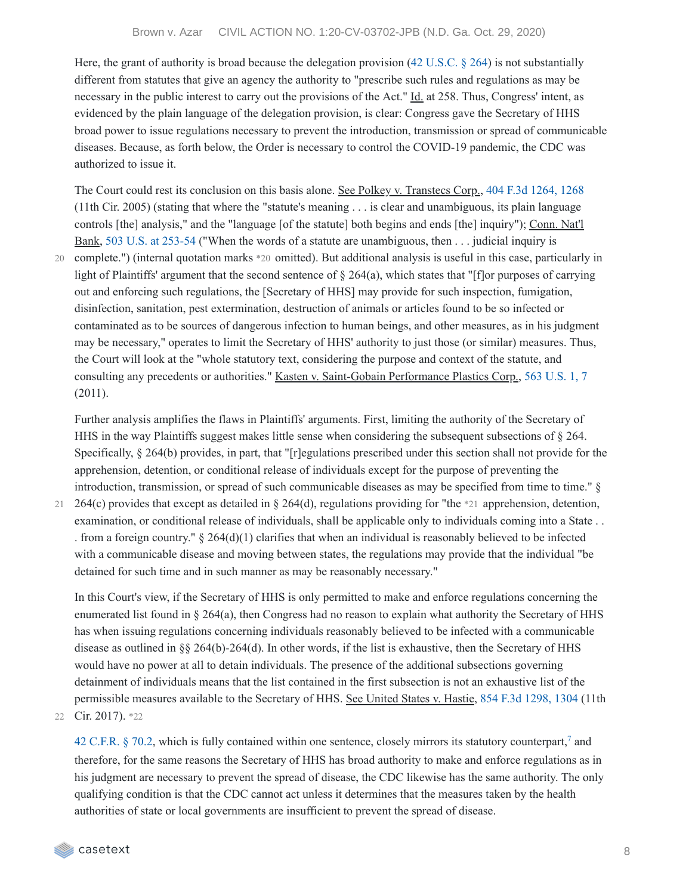Here, the grant of authority is broad because the delegation provision (42 U.S.C. § 264) is not substantially different from statutes that give an agency the authority to "prescribe such rules and regulations as may be necessary in the public interest to carry out the provisions of the Act." Id. at 258. Thus, Congress' intent, as evidenced by the plain language of the delegation provision, is clear: Congress gave the Secretary of HHS broad power to issue regulations necessary to prevent the introduction, transmission or spread of communicable diseases. Because, as forth below, the Order is necessary to control the COVID-19 pandemic, the CDC was authorized to issue it.

The Court could rest its conclusion on this basis alone. See Polkey v. Transtecs Corp., 404 F.3d 1264, 1268 (11th Cir. 2005) (stating that where the "statute's meaning . . . is clear and unambiguous, its plain language controls [the] analysis," and the "language [of the statute] both begins and ends [the] inquiry"); Conn. Nat'l Bank, 503 U.S. at 253-54 ("When the words of a statute are unambiguous, then . . . judicial inquiry is complete.") (internal quotation marks *20 omitted). But additional analysis is useful in this case, particularly in light of Plaintiffs' argument that the second sentence of § 264(a), which states that "[f]or purposes of carrying out and enforcing such regulations, the [Secretary of HHS] may provide for such inspection, fumigation, disinfection, sanitation, pest extermination, destruction of animals or articles found to be so infected or contaminated as to be sources of dangerous infection to human beings, and other measures, as in his judgment may be necessary," operates to limit the Secretary of HHS' authority to just those (or similar) measures. Thus, the Court will look at the "whole statutory text, considering the purpose and context of the statute, and consulting any precedents or authorities." Kasten v. Saint-Gobain Performance Plastics Corp., 563 U.S. 1, 7 (2011).

Further analysis amplifies the flaws in Plaintiffs' arguments. First, limiting the authority of the Secretary of HHS in the way Plaintiffs suggest makes little sense when considering the subsequent subsections of § 264. Specifically, § 264(b) provides, in part, that "[r]egulations prescribed under this section shall not provide for the apprehension, detention, or conditional release of individuals except for the purpose of preventing the introduction, transmission, or spread of such communicable diseases as may be specified from time to time." § 264(c) provides that except as detailed in § 264(d), regulations providing for "the *21 apprehension, detention, examination, or conditional release of individuals, shall be applicable only to individuals coming into a State . . . from a foreign country." § 264(d)(1) clarifies that when an individual is reasonably believed to be infected with a communicable disease and moving between states, the regulations may provide that the individual "be detained for such time and in such manner as may be reasonably necessary."

In this Court's view, if the Secretary of HHS is only permitted to make and enforce regulations concerning the enumerated list found in § 264(a), then Congress had no reason to explain what authority the Secretary of HHS has when issuing regulations concerning individuals reasonably believed to be infected with a communicable disease as outlined in §§ 264(b)-264(d). In other words, if the list is exhaustive, then the Secretary of HHS would have no power at all to detain individuals. The presence of the additional subsections governing detainment of individuals means that the list contained in the first subsection is not an exhaustive list of the permissible measures available to the Secretary of HHS. See United States v. Hastie, 854 F.3d 1298, 1304 (11th Cir. 2017). *22

42 C.F.R. § 70.2, which is fully contained within one sentence, closely mirrors its statutory counterpart,[7] and therefore, for the same reasons the Secretary of HHS has broad authority to make and enforce regulations as in his judgment are necessary to prevent the spread of disease, the CDC likewise has the same authority. The only qualifying condition is that the CDC cannot act unless it determines that the measures taken by the health authorities of state or local governments are insufficient to prevent the spread of disease.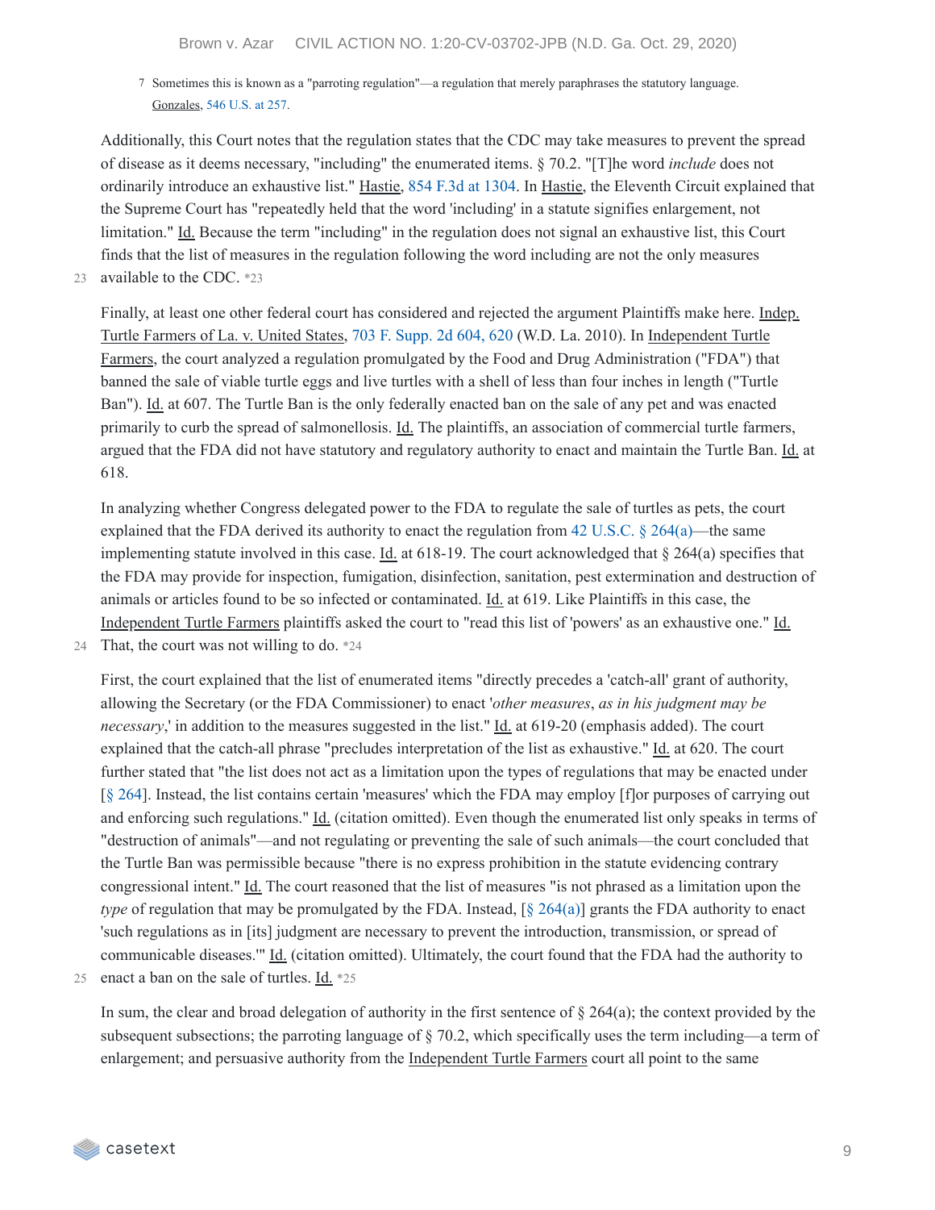7 Sometimes this is known as a "parroting regulation"—a regulation that merely paraphrases the statutory language. Gonzales, 546 U.S. at 257.

Additionally, this Court notes that the regulation states that the CDC may take measures to prevent the spread of disease as it deems necessary, "including" the enumerated items. § 70.2. "[T]he word *include* does not ordinarily introduce an exhaustive list." Hastie, 854 F.3d at 1304. In Hastie, the Eleventh Circuit explained that the Supreme Court has "repeatedly held that the word 'including' in a statute signifies enlargement, not limitation." Id. Because the term "including" in the regulation does not signal an exhaustive list, this Court finds that the list of measures in the regulation following the word including are not the only measures available to the CDC. *23

Finally, at least one other federal court has considered and rejected the argument Plaintiffs make here. Indep. Turtle Farmers of La. v. United States, 703 F. Supp. 2d 604, 620 (W.D. La. 2010). In Independent Turtle Farmers, the court analyzed a regulation promulgated by the Food and Drug Administration ("FDA") that banned the sale of viable turtle eggs and live turtles with a shell of less than four inches in length ("Turtle Ban"). Id. at 607. The Turtle Ban is the only federally enacted ban on the sale of any pet and was enacted primarily to curb the spread of salmonellosis. Id. The plaintiffs, an association of commercial turtle farmers, argued that the FDA did not have statutory and regulatory authority to enact and maintain the Turtle Ban. Id. at 618.

In analyzing whether Congress delegated power to the FDA to regulate the sale of turtles as pets, the court explained that the FDA derived its authority to enact the regulation from 42 U.S.C. § 264(a)—the same implementing statute involved in this case. Id. at 618-19. The court acknowledged that § 264(a) specifies that the FDA may provide for inspection, fumigation, disinfection, sanitation, pest extermination and destruction of animals or articles found to be so infected or contaminated. Id. at 619. Like Plaintiffs in this case, the Independent Turtle Farmers plaintiffs asked the court to "read this list of 'powers' as an exhaustive one." Id. That, the court was not willing to do. *24

First, the court explained that the list of enumerated items "directly precedes a 'catch-all' grant of authority, allowing the Secretary (or the FDA Commissioner) to enact '*other measures*, *as in his judgment may be necessary*,' in addition to the measures suggested in the list." Id. at 619-20 (emphasis added). The court explained that the catch-all phrase "precludes interpretation of the list as exhaustive." Id. at 620. The court further stated that "the list does not act as a limitation upon the types of regulations that may be enacted under [§ 264]. Instead, the list contains certain 'measures' which the FDA may employ [f]or purposes of carrying out and enforcing such regulations." Id. (citation omitted). Even though the enumerated list only speaks in terms of "destruction of animals"—and not regulating or preventing the sale of such animals—the court concluded that the Turtle Ban was permissible because "there is no express prohibition in the statute evidencing contrary congressional intent." Id. The court reasoned that the list of measures "is not phrased as a limitation upon the *type* of regulation that may be promulgated by the FDA. Instead, [§ 264(a)] grants the FDA authority to enact 'such regulations as in [its] judgment are necessary to prevent the introduction, transmission, or spread of communicable diseases.'" Id. (citation omitted). Ultimately, the court found that the FDA had the authority to enact a ban on the sale of turtles. Id. *25

In sum, the clear and broad delegation of authority in the first sentence of § 264(a); the context provided by the subsequent subsections; the parroting language of § 70.2, which specifically uses the term including—a term of enlargement; and persuasive authority from the Independent Turtle Farmers court all point to the same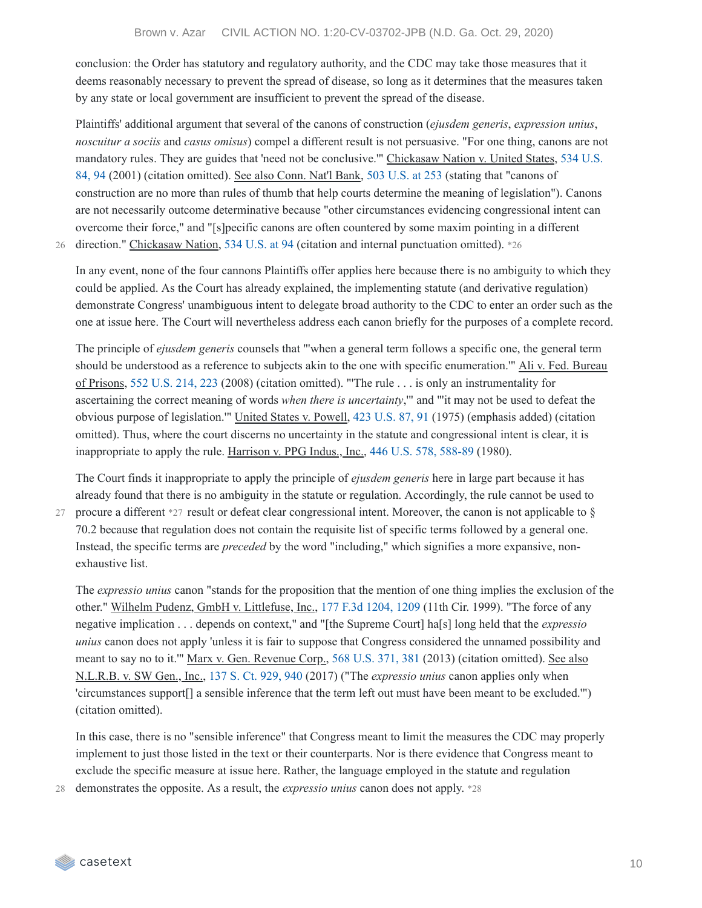conclusion: the Order has statutory and regulatory authority, and the CDC may take those measures that it deems reasonably necessary to prevent the spread of disease, so long as it determines that the measures taken by any state or local government are insufficient to prevent the spread of the disease.

Plaintiffs' additional argument that several of the canons of construction (*ejusdem generis*, *expression unius*, *noscuitur a sociis* and *casus omisus*) compel a different result is not persuasive. "For one thing, canons are not mandatory rules. They are guides that 'need not be conclusive.'" Chickasaw Nation v. United States, 534 U.S. 84, 94 (2001) (citation omitted). See also Conn. Nat'l Bank, 503 U.S. at 253 (stating that "canons of construction are no more than rules of thumb that help courts determine the meaning of legislation"). Canons are not necessarily outcome determinative because "other circumstances evidencing congressional intent can overcome their force," and "[s]pecific canons are often countered by some maxim pointing in a different direction." Chickasaw Nation, 534 U.S. at 94 (citation and internal punctuation omitted). *26

In any event, none of the four cannons Plaintiffs offer applies here because there is no ambiguity to which they could be applied. As the Court has already explained, the implementing statute (and derivative regulation) demonstrate Congress' unambiguous intent to delegate broad authority to the CDC to enter an order such as the one at issue here. The Court will nevertheless address each canon briefly for the purposes of a complete record.

The principle of *ejusdem generis* counsels that "'when a general term follows a specific one, the general term should be understood as a reference to subjects akin to the one with specific enumeration.'" Ali v. Fed. Bureau of Prisons, 552 U.S. 214, 223 (2008) (citation omitted). "'The rule . . . is only an instrumentality for ascertaining the correct meaning of words *when there is uncertainty*,'" and "'it may not be used to defeat the obvious purpose of legislation.'" United States v. Powell, 423 U.S. 87, 91 (1975) (emphasis added) (citation omitted). Thus, where the court discerns no uncertainty in the statute and congressional intent is clear, it is inappropriate to apply the rule. Harrison v. PPG Indus., Inc., 446 U.S. 578, 588-89 (1980).

The Court finds it inappropriate to apply the principle of *ejusdem generis* here in large part because it has already found that there is no ambiguity in the statute or regulation. Accordingly, the rule cannot be used to procure a different *27 result or defeat clear congressional intent. Moreover, the canon is not applicable to § 70.2 because that regulation does not contain the requisite list of specific terms followed by a general one. Instead, the specific terms are *preceded* by the word "including," which signifies a more expansive, non-exhaustive list.

The *expressio unius* canon "stands for the proposition that the mention of one thing implies the exclusion of the other." Wilhelm Pudenz, GmbH v. Littlefuse, Inc., 177 F.3d 1204, 1209 (11th Cir. 1999). "The force of any negative implication . . . depends on context," and "[the Supreme Court] ha[s] long held that the *expressio unius* canon does not apply 'unless it is fair to suppose that Congress considered the unnamed possibility and meant to say no to it.'" Marx v. Gen. Revenue Corp., 568 U.S. 371, 381 (2013) (citation omitted). See also N.L.R.B. v. SW Gen., Inc., 137 S. Ct. 929, 940 (2017) ("The *expressio unius* canon applies only when 'circumstances support[] a sensible inference that the term left out must have been meant to be excluded.'") (citation omitted).

In this case, there is no "sensible inference" that Congress meant to limit the measures the CDC may properly implement to just those listed in the text or their counterparts. Nor is there evidence that Congress meant to exclude the specific measure at issue here. Rather, the language employed in the statute and regulation demonstrates the opposite. As a result, the *expressio unius* canon does not apply. *28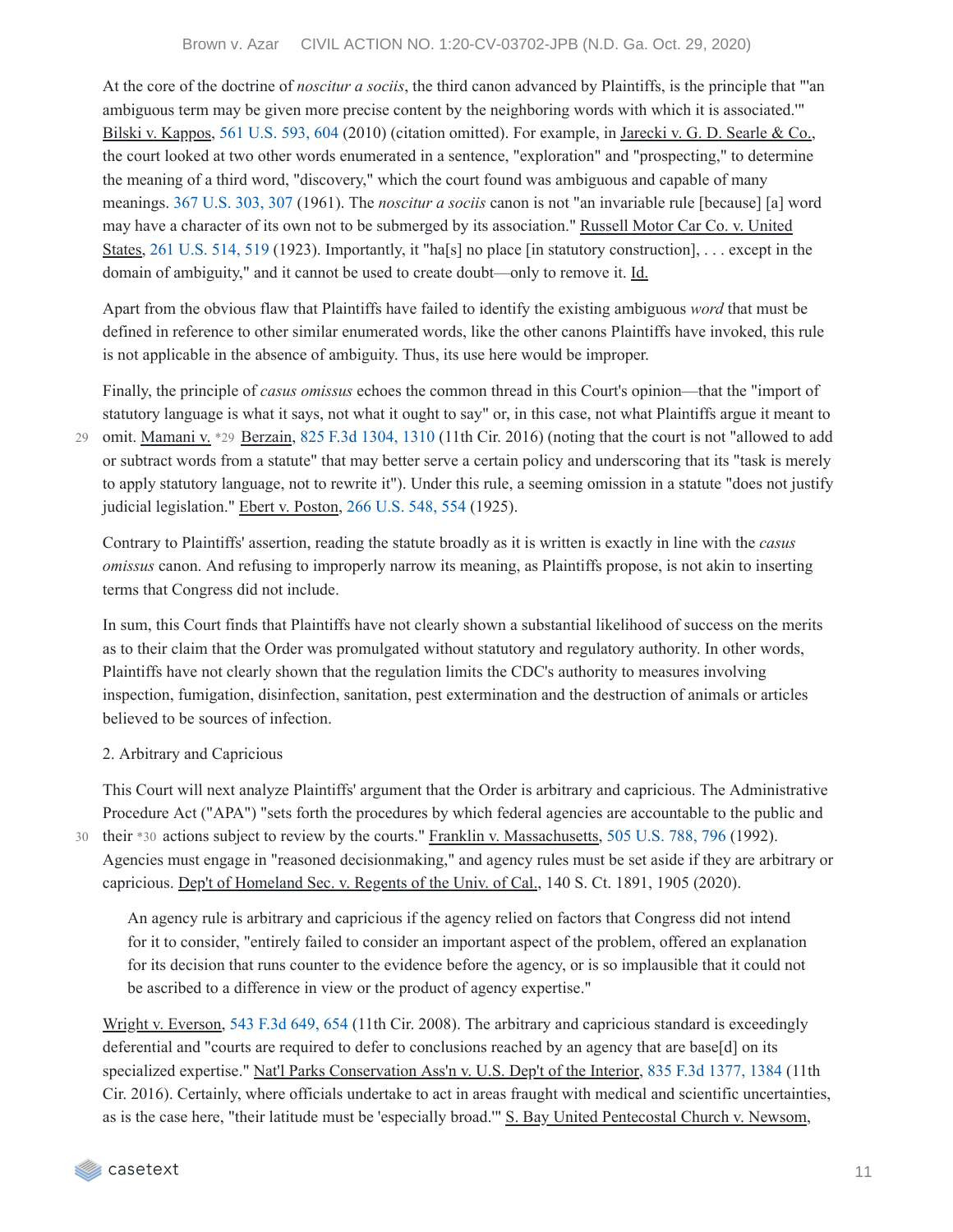At the core of the doctrine of *noscitur a sociis*, the third canon advanced by Plaintiffs, is the principle that "'an ambiguous term may be given more precise content by the neighboring words with which it is associated.'" Bilski v. Kappos, 561 U.S. 593, 604 (2010) (citation omitted). For example, in Jarecki v. G. D. Searle & Co., the court looked at two other words enumerated in a sentence, "exploration" and "prospecting," to determine the meaning of a third word, "discovery," which the court found was ambiguous and capable of many meanings. 367 U.S. 303, 307 (1961). The *noscitur a sociis* canon is not "an invariable rule [because] [a] word may have a character of its own not to be submerged by its association." Russell Motor Car Co. v. United States, 261 U.S. 514, 519 (1923). Importantly, it "ha[s] no place [in statutory construction], . . . except in the domain of ambiguity," and it cannot be used to create doubt—only to remove it. Id.

Apart from the obvious flaw that Plaintiffs have failed to identify the existing ambiguous *word* that must be defined in reference to other similar enumerated words, like the other canons Plaintiffs have invoked, this rule is not applicable in the absence of ambiguity. Thus, its use here would be improper.

Finally, the principle of *casus omissus* echoes the common thread in this Court's opinion—that the "import of statutory language is what it says, not what it ought to say" or, in this case, not what Plaintiffs argue it meant to omit. Mamani v. *29 Berzain, 825 F.3d 1304, 1310 (11th Cir. 2016) (noting that the court is not "allowed to add or subtract words from a statute" that may better serve a certain policy and underscoring that its "task is merely to apply statutory language, not to rewrite it"). Under this rule, a seeming omission in a statute "does not justify judicial legislation." Ebert v. Poston, 266 U.S. 548, 554 (1925).

Contrary to Plaintiffs' assertion, reading the statute broadly as it is written is exactly in line with the *casus omissus* canon. And refusing to improperly narrow its meaning, as Plaintiffs propose, is not akin to inserting terms that Congress did not include.

In sum, this Court finds that Plaintiffs have not clearly shown a substantial likelihood of success on the merits as to their claim that the Order was promulgated without statutory and regulatory authority. In other words, Plaintiffs have not clearly shown that the regulation limits the CDC's authority to measures involving inspection, fumigation, disinfection, sanitation, pest extermination and the destruction of animals or articles believed to be sources of infection.

2. Arbitrary and Capricious

This Court will next analyze Plaintiffs' argument that the Order is arbitrary and capricious. The Administrative Procedure Act ("APA") "sets forth the procedures by which federal agencies are accountable to the public and their *30 actions subject to review by the courts." Franklin v. Massachusetts, 505 U.S. 788, 796 (1992). Agencies must engage in "reasoned decisionmaking," and agency rules must be set aside if they are arbitrary or capricious. Dep't of Homeland Sec. v. Regents of the Univ. of Cal., 140 S. Ct. 1891, 1905 (2020).

> An agency rule is arbitrary and capricious if the agency relied on factors that Congress did not intend for it to consider, "entirely failed to consider an important aspect of the problem, offered an explanation for its decision that runs counter to the evidence before the agency, or is so implausible that it could not be ascribed to a difference in view or the product of agency expertise."

Wright v. Everson, 543 F.3d 649, 654 (11th Cir. 2008). The arbitrary and capricious standard is exceedingly deferential and "courts are required to defer to conclusions reached by an agency that are base[d] on its specialized expertise." Nat'l Parks Conservation Ass'n v. U.S. Dep't of the Interior, 835 F.3d 1377, 1384 (11th Cir. 2016). Certainly, where officials undertake to act in areas fraught with medical and scientific uncertainties, as is the case here, "their latitude must be 'especially broad.'" S. Bay United Pentecostal Church v. Newsom,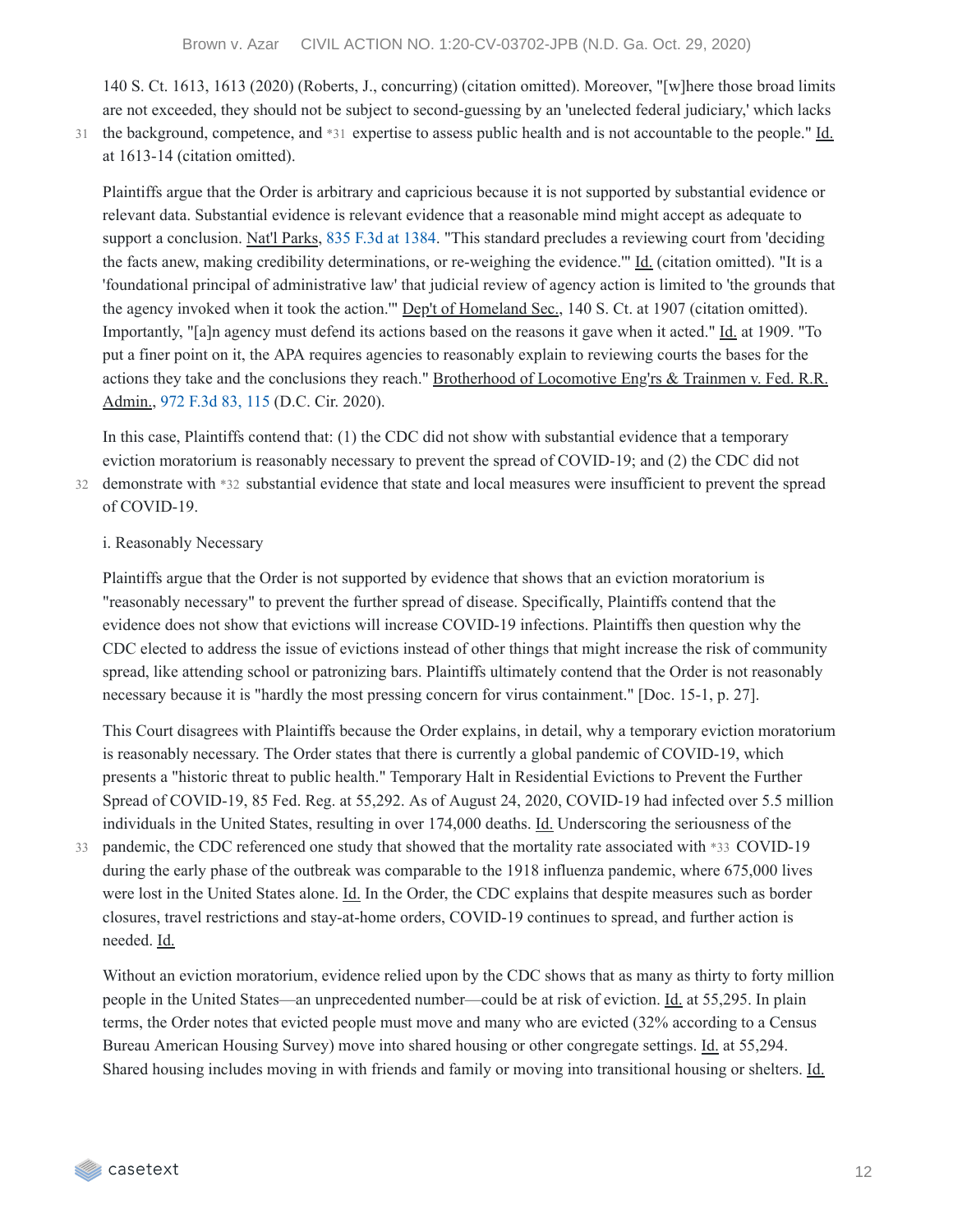140 S. Ct. 1613, 1613 (2020) (Roberts, J., concurring) (citation omitted). Moreover, "[w]here those broad limits are not exceeded, they should not be subject to second-guessing by an 'unelected federal judiciary,' which lacks the background, competence, and *31 expertise to assess public health and is not accountable to the people." Id. at 1613-14 (citation omitted).

Plaintiffs argue that the Order is arbitrary and capricious because it is not supported by substantial evidence or relevant data. Substantial evidence is relevant evidence that a reasonable mind might accept as adequate to support a conclusion. Nat'l Parks, 835 F.3d at 1384. "This standard precludes a reviewing court from 'deciding the facts anew, making credibility determinations, or re-weighing the evidence.'" Id. (citation omitted). "It is a 'foundational principal of administrative law' that judicial review of agency action is limited to 'the grounds that the agency invoked when it took the action.'" Dep't of Homeland Sec., 140 S. Ct. at 1907 (citation omitted). Importantly, "[a]n agency must defend its actions based on the reasons it gave when it acted." Id. at 1909. "To put a finer point on it, the APA requires agencies to reasonably explain to reviewing courts the bases for the actions they take and the conclusions they reach." Brotherhood of Locomotive Eng'rs & Trainmen v. Fed. R.R. Admin., 972 F.3d 83, 115 (D.C. Cir. 2020).

In this case, Plaintiffs contend that: (1) the CDC did not show with substantial evidence that a temporary eviction moratorium is reasonably necessary to prevent the spread of COVID-19; and (2) the CDC did not demonstrate with *32 substantial evidence that state and local measures were insufficient to prevent the spread of COVID-19.

i. Reasonably Necessary

Plaintiffs argue that the Order is not supported by evidence that shows that an eviction moratorium is "reasonably necessary" to prevent the further spread of disease. Specifically, Plaintiffs contend that the evidence does not show that evictions will increase COVID-19 infections. Plaintiffs then question why the CDC elected to address the issue of evictions instead of other things that might increase the risk of community spread, like attending school or patronizing bars. Plaintiffs ultimately contend that the Order is not reasonably necessary because it is "hardly the most pressing concern for virus containment." [Doc. 15-1, p. 27].

This Court disagrees with Plaintiffs because the Order explains, in detail, why a temporary eviction moratorium is reasonably necessary. The Order states that there is currently a global pandemic of COVID-19, which presents a "historic threat to public health." Temporary Halt in Residential Evictions to Prevent the Further Spread of COVID-19, 85 Fed. Reg. at 55,292. As of August 24, 2020, COVID-19 had infected over 5.5 million individuals in the United States, resulting in over 174,000 deaths. Id. Underscoring the seriousness of the pandemic, the CDC referenced one study that showed that the mortality rate associated with *33 COVID-19 during the early phase of the outbreak was comparable to the 1918 influenza pandemic, where 675,000 lives were lost in the United States alone. Id. In the Order, the CDC explains that despite measures such as border closures, travel restrictions and stay-at-home orders, COVID-19 continues to spread, and further action is needed. Id.

Without an eviction moratorium, evidence relied upon by the CDC shows that as many as thirty to forty million people in the United States—an unprecedented number—could be at risk of eviction. Id. at 55,295. In plain terms, the Order notes that evicted people must move and many who are evicted (32% according to a Census Bureau American Housing Survey) move into shared housing or other congregate settings. Id. at 55,294. Shared housing includes moving in with friends and family or moving into transitional housing or shelters. Id.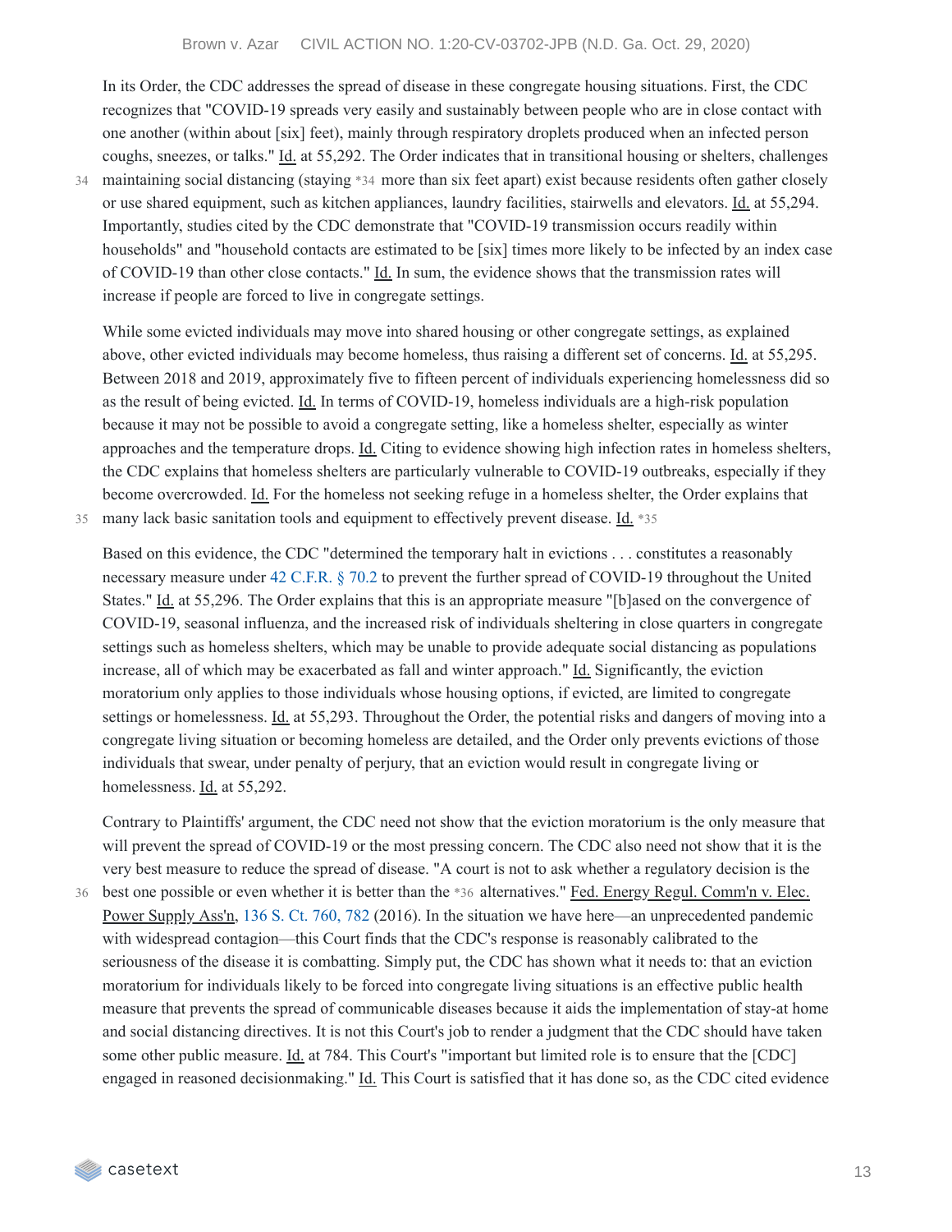In its Order, the CDC addresses the spread of disease in these congregate housing situations. First, the CDC recognizes that "COVID-19 spreads very easily and sustainably between people who are in close contact with one another (within about [six] feet), mainly through respiratory droplets produced when an infected person coughs, sneezes, or talks." Id. at 55,292. The Order indicates that in transitional housing or shelters, challenges maintaining social distancing (staying *34 more than six feet apart) exist because residents often gather closely or use shared equipment, such as kitchen appliances, laundry facilities, stairwells and elevators. Id. at 55,294. Importantly, studies cited by the CDC demonstrate that "COVID-19 transmission occurs readily within households" and "household contacts are estimated to be [six] times more likely to be infected by an index case of COVID-19 than other close contacts." Id. In sum, the evidence shows that the transmission rates will increase if people are forced to live in congregate settings.

While some evicted individuals may move into shared housing or other congregate settings, as explained above, other evicted individuals may become homeless, thus raising a different set of concerns. Id. at 55,295. Between 2018 and 2019, approximately five to fifteen percent of individuals experiencing homelessness did so as the result of being evicted. Id. In terms of COVID-19, homeless individuals are a high-risk population because it may not be possible to avoid a congregate setting, like a homeless shelter, especially as winter approaches and the temperature drops. Id. Citing to evidence showing high infection rates in homeless shelters, the CDC explains that homeless shelters are particularly vulnerable to COVID-19 outbreaks, especially if they become overcrowded. Id. For the homeless not seeking refuge in a homeless shelter, the Order explains that many lack basic sanitation tools and equipment to effectively prevent disease. Id. *35

Based on this evidence, the CDC "determined the temporary halt in evictions . . . constitutes a reasonably necessary measure under 42 C.F.R. § 70.2 to prevent the further spread of COVID-19 throughout the United States." Id. at 55,296. The Order explains that this is an appropriate measure "[b]ased on the convergence of COVID-19, seasonal influenza, and the increased risk of individuals sheltering in close quarters in congregate settings such as homeless shelters, which may be unable to provide adequate social distancing as populations increase, all of which may be exacerbated as fall and winter approach." Id. Significantly, the eviction moratorium only applies to those individuals whose housing options, if evicted, are limited to congregate settings or homelessness. Id. at 55,293. Throughout the Order, the potential risks and dangers of moving into a congregate living situation or becoming homeless are detailed, and the Order only prevents evictions of those individuals that swear, under penalty of perjury, that an eviction would result in congregate living or homelessness. Id. at 55,292.

Contrary to Plaintiffs' argument, the CDC need not show that the eviction moratorium is the only measure that will prevent the spread of COVID-19 or the most pressing concern. The CDC also need not show that it is the very best measure to reduce the spread of disease. "A court is not to ask whether a regulatory decision is the best one possible or even whether it is better than the *36 alternatives." Fed. Energy Regul. Comm'n v. Elec. Power Supply Ass'n, 136 S. Ct. 760, 782 (2016). In the situation we have here—an unprecedented pandemic with widespread contagion—this Court finds that the CDC's response is reasonably calibrated to the seriousness of the disease it is combatting. Simply put, the CDC has shown what it needs to: that an eviction moratorium for individuals likely to be forced into congregate living situations is an effective public health measure that prevents the spread of communicable diseases because it aids the implementation of stay-at home and social distancing directives. It is not this Court's job to render a judgment that the CDC should have taken some other public measure. Id. at 784. This Court's "important but limited role is to ensure that the [CDC] engaged in reasoned decisionmaking." Id. This Court is satisfied that it has done so, as the CDC cited evidence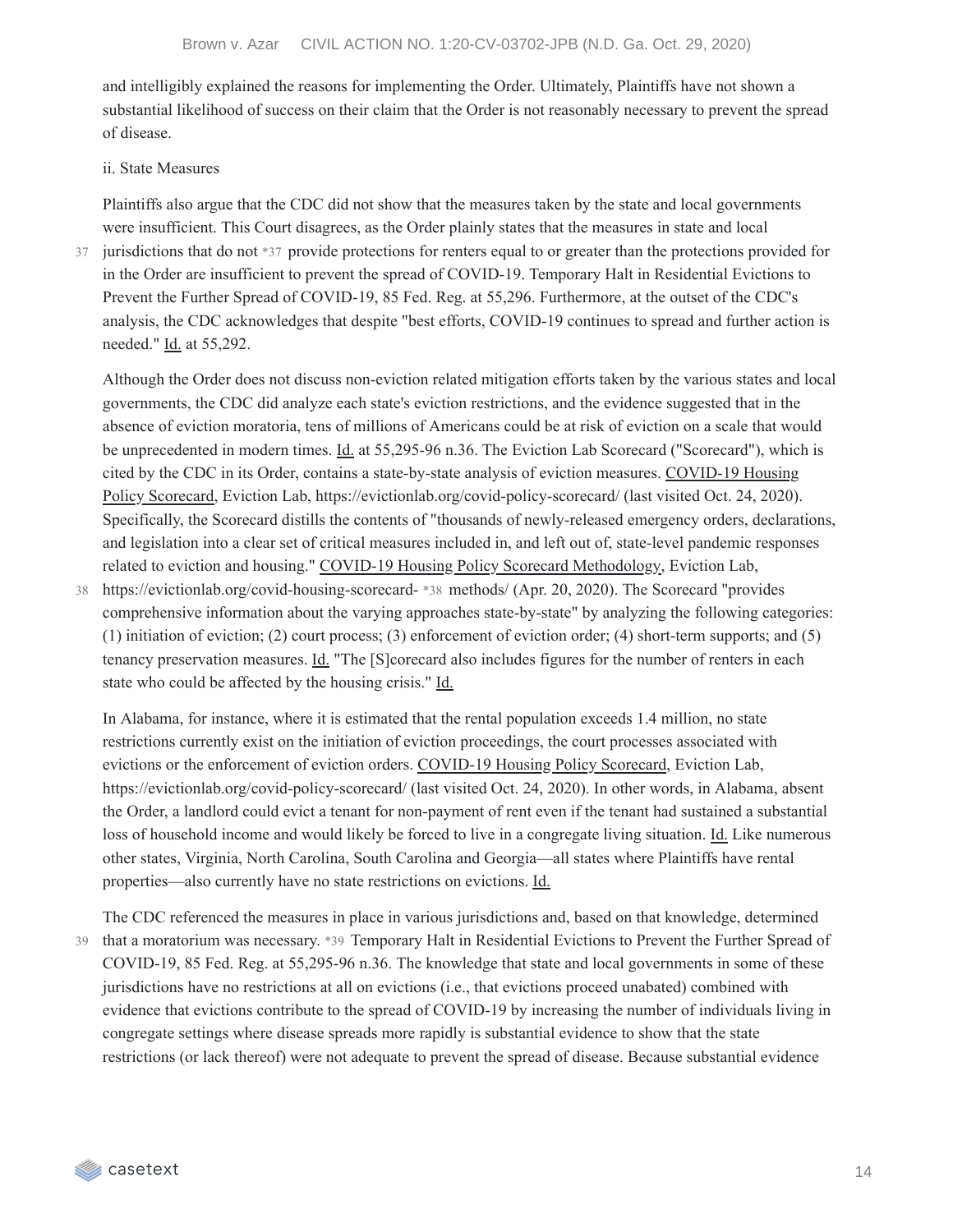and intelligibly explained the reasons for implementing the Order. Ultimately, Plaintiffs have not shown a substantial likelihood of success on their claim that the Order is not reasonably necessary to prevent the spread of disease.

ii. State Measures

Plaintiffs also argue that the CDC did not show that the measures taken by the state and local governments were insufficient. This Court disagrees, as the Order plainly states that the measures in state and local jurisdictions that do not *37 provide protections for renters equal to or greater than the protections provided for in the Order are insufficient to prevent the spread of COVID-19. Temporary Halt in Residential Evictions to Prevent the Further Spread of COVID-19, 85 Fed. Reg. at 55,296. Furthermore, at the outset of the CDC's analysis, the CDC acknowledges that despite "best efforts, COVID-19 continues to spread and further action is needed." Id. at 55,292.

Although the Order does not discuss non-eviction related mitigation efforts taken by the various states and local governments, the CDC did analyze each state's eviction restrictions, and the evidence suggested that in the absence of eviction moratoria, tens of millions of Americans could be at risk of eviction on a scale that would be unprecedented in modern times. Id. at 55,295-96 n.36. The Eviction Lab Scorecard ("Scorecard"), which is cited by the CDC in its Order, contains a state-by-state analysis of eviction measures. COVID-19 Housing Policy Scorecard, Eviction Lab, https://evictionlab.org/covid-policy-scorecard/ (last visited Oct. 24, 2020). Specifically, the Scorecard distills the contents of "thousands of newly-released emergency orders, declarations, and legislation into a clear set of critical measures included in, and left out of, state-level pandemic responses related to eviction and housing." COVID-19 Housing Policy Scorecard Methodology, Eviction Lab, https://evictionlab.org/covid-housing-scorecard- *38 methods/ (Apr. 20, 2020). The Scorecard "provides comprehensive information about the varying approaches state-by-state" by analyzing the following categories: (1) initiation of eviction; (2) court process; (3) enforcement of eviction order; (4) short-term supports; and (5) tenancy preservation measures. Id. "The [S]corecard also includes figures for the number of renters in each state who could be affected by the housing crisis." Id.

In Alabama, for instance, where it is estimated that the rental population exceeds 1.4 million, no state restrictions currently exist on the initiation of eviction proceedings, the court processes associated with evictions or the enforcement of eviction orders. COVID-19 Housing Policy Scorecard, Eviction Lab, https://evictionlab.org/covid-policy-scorecard/ (last visited Oct. 24, 2020). In other words, in Alabama, absent the Order, a landlord could evict a tenant for non-payment of rent even if the tenant had sustained a substantial loss of household income and would likely be forced to live in a congregate living situation. Id. Like numerous other states, Virginia, North Carolina, South Carolina and Georgia—all states where Plaintiffs have rental properties—also currently have no state restrictions on evictions. Id.

The CDC referenced the measures in place in various jurisdictions and, based on that knowledge, determined that a moratorium was necessary. *39 Temporary Halt in Residential Evictions to Prevent the Further Spread of COVID-19, 85 Fed. Reg. at 55,295-96 n.36. The knowledge that state and local governments in some of these jurisdictions have no restrictions at all on evictions (i.e., that evictions proceed unabated) combined with evidence that evictions contribute to the spread of COVID-19 by increasing the number of individuals living in congregate settings where disease spreads more rapidly is substantial evidence to show that the state restrictions (or lack thereof) were not adequate to prevent the spread of disease. Because substantial evidence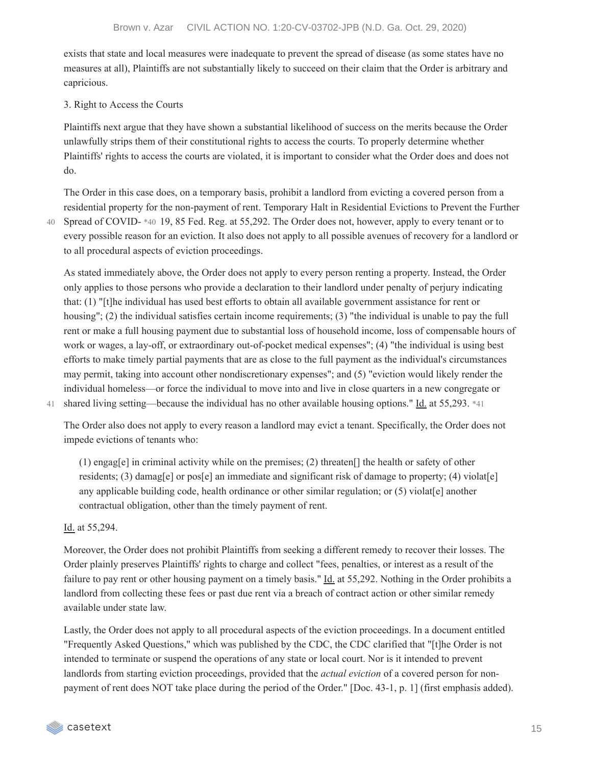exists that state and local measures were inadequate to prevent the spread of disease (as some states have no measures at all), Plaintiffs are not substantially likely to succeed on their claim that the Order is arbitrary and capricious.

3. Right to Access the Courts

Plaintiffs next argue that they have shown a substantial likelihood of success on the merits because the Order unlawfully strips them of their constitutional rights to access the courts. To properly determine whether Plaintiffs' rights to access the courts are violated, it is important to consider what the Order does and does not do.

The Order in this case does, on a temporary basis, prohibit a landlord from evicting a covered person from a residential property for the non-payment of rent. Temporary Halt in Residential Evictions to Prevent the Further Spread of COVID- *40 19, 85 Fed. Reg. at 55,292. The Order does not, however, apply to every tenant or to every possible reason for an eviction. It also does not apply to all possible avenues of recovery for a landlord or to all procedural aspects of eviction proceedings.

As stated immediately above, the Order does not apply to every person renting a property. Instead, the Order only applies to those persons who provide a declaration to their landlord under penalty of perjury indicating that: (1) "[t]he individual has used best efforts to obtain all available government assistance for rent or housing"; (2) the individual satisfies certain income requirements; (3) "the individual is unable to pay the full rent or make a full housing payment due to substantial loss of household income, loss of compensable hours of work or wages, a lay-off, or extraordinary out-of-pocket medical expenses"; (4) "the individual is using best efforts to make timely partial payments that are as close to the full payment as the individual's circumstances may permit, taking into account other nondiscretionary expenses"; and (5) "eviction would likely render the individual homeless—or force the individual to move into and live in close quarters in a new congregate or shared living setting—because the individual has no other available housing options." Id. at 55,293. *41

The Order also does not apply to every reason a landlord may evict a tenant. Specifically, the Order does not impede evictions of tenants who:

> (1) engag[e] in criminal activity while on the premises; (2) threaten[] the health or safety of other residents; (3) damag[e] or pos[e] an immediate and significant risk of damage to property; (4) violat[e] any applicable building code, health ordinance or other similar regulation; or (5) violat[e] another contractual obligation, other than the timely payment of rent.

Id. at 55,294.

Moreover, the Order does not prohibit Plaintiffs from seeking a different remedy to recover their losses. The Order plainly preserves Plaintiffs' rights to charge and collect "fees, penalties, or interest as a result of the failure to pay rent or other housing payment on a timely basis." Id. at 55,292. Nothing in the Order prohibits a landlord from collecting these fees or past due rent via a breach of contract action or other similar remedy available under state law.

Lastly, the Order does not apply to all procedural aspects of the eviction proceedings. In a document entitled "Frequently Asked Questions," which was published by the CDC, the CDC clarified that "[t]he Order is not intended to terminate or suspend the operations of any state or local court. Nor is it intended to prevent landlords from starting eviction proceedings, provided that the *actual eviction* of a covered person for non-payment of rent does NOT take place during the period of the Order." [Doc. 43-1, p. 1] (first emphasis added).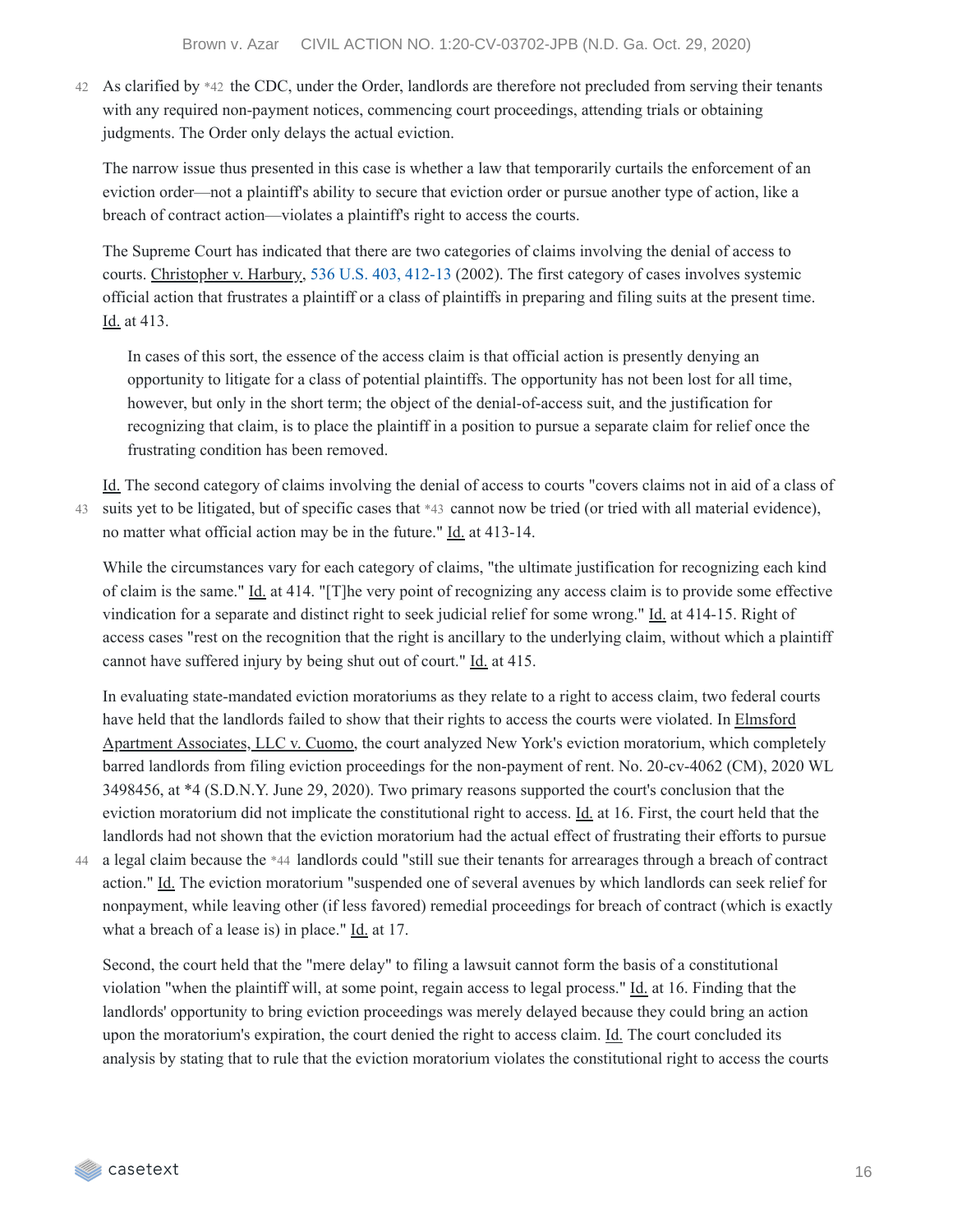As clarified by *42 the CDC, under the Order, landlords are therefore not precluded from serving their tenants with any required non-payment notices, commencing court proceedings, attending trials or obtaining judgments. The Order only delays the actual eviction.

The narrow issue thus presented in this case is whether a law that temporarily curtails the enforcement of an eviction order—not a plaintiff's ability to secure that eviction order or pursue another type of action, like a breach of contract action—violates a plaintiff's right to access the courts.

The Supreme Court has indicated that there are two categories of claims involving the denial of access to courts. Christopher v. Harbury, 536 U.S. 403, 412-13 (2002). The first category of cases involves systemic official action that frustrates a plaintiff or a class of plaintiffs in preparing and filing suits at the present time. Id. at 413.

> In cases of this sort, the essence of the access claim is that official action is presently denying an opportunity to litigate for a class of potential plaintiffs. The opportunity has not been lost for all time, however, but only in the short term; the object of the denial-of-access suit, and the justification for recognizing that claim, is to place the plaintiff in a position to pursue a separate claim for relief once the frustrating condition has been removed.

Id. The second category of claims involving the denial of access to courts "covers claims not in aid of a class of suits yet to be litigated, but of specific cases that *43 cannot now be tried (or tried with all material evidence), no matter what official action may be in the future." Id. at 413-14.

While the circumstances vary for each category of claims, "the ultimate justification for recognizing each kind of claim is the same." Id. at 414. "[T]he very point of recognizing any access claim is to provide some effective vindication for a separate and distinct right to seek judicial relief for some wrong." Id. at 414-15. Right of access cases "rest on the recognition that the right is ancillary to the underlying claim, without which a plaintiff cannot have suffered injury by being shut out of court." Id. at 415.

In evaluating state-mandated eviction moratoriums as they relate to a right to access claim, two federal courts have held that the landlords failed to show that their rights to access the courts were violated. In Elmsford Apartment Associates, LLC v. Cuomo, the court analyzed New York's eviction moratorium, which completely barred landlords from filing eviction proceedings for the non-payment of rent. No. 20-cv-4062 (CM), 2020 WL 3498456, at *4 (S.D.N.Y. June 29, 2020). Two primary reasons supported the court's conclusion that the eviction moratorium did not implicate the constitutional right to access. Id. at 16. First, the court held that the landlords had not shown that the eviction moratorium had the actual effect of frustrating their efforts to pursue a legal claim because the *44 landlords could "still sue their tenants for arrearages through a breach of contract action." Id. The eviction moratorium "suspended one of several avenues by which landlords can seek relief for nonpayment, while leaving other (if less favored) remedial proceedings for breach of contract (which is exactly what a breach of a lease is) in place." Id. at 17.

Second, the court held that the "mere delay" to filing a lawsuit cannot form the basis of a constitutional violation "when the plaintiff will, at some point, regain access to legal process." Id. at 16. Finding that the landlords' opportunity to bring eviction proceedings was merely delayed because they could bring an action upon the moratorium's expiration, the court denied the right to access claim. Id. The court concluded its analysis by stating that to rule that the eviction moratorium violates the constitutional right to access the courts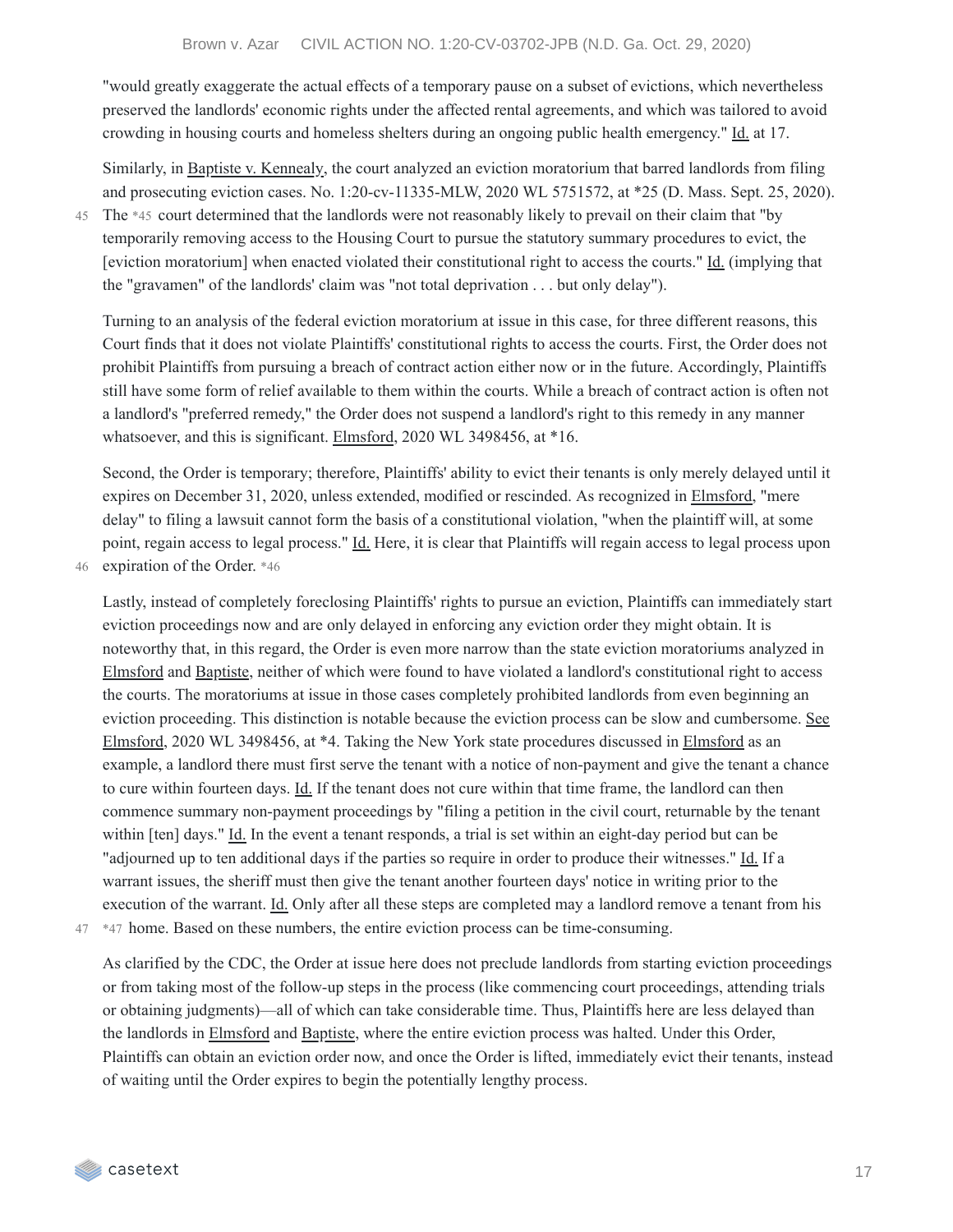"would greatly exaggerate the actual effects of a temporary pause on a subset of evictions, which nevertheless preserved the landlords' economic rights under the affected rental agreements, and which was tailored to avoid crowding in housing courts and homeless shelters during an ongoing public health emergency." Id. at 17.

Similarly, in Baptiste v. Kennealy, the court analyzed an eviction moratorium that barred landlords from filing and prosecuting eviction cases. No. 1:20-cv-11335-MLW, 2020 WL 5751572, at *25 (D. Mass. Sept. 25, 2020). The *45 court determined that the landlords were not reasonably likely to prevail on their claim that "by temporarily removing access to the Housing Court to pursue the statutory summary procedures to evict, the [eviction moratorium] when enacted violated their constitutional right to access the courts." Id. (implying that the "gravamen" of the landlords' claim was "not total deprivation . . . but only delay").

Turning to an analysis of the federal eviction moratorium at issue in this case, for three different reasons, this Court finds that it does not violate Plaintiffs' constitutional rights to access the courts. First, the Order does not prohibit Plaintiffs from pursuing a breach of contract action either now or in the future. Accordingly, Plaintiffs still have some form of relief available to them within the courts. While a breach of contract action is often not a landlord's "preferred remedy," the Order does not suspend a landlord's right to this remedy in any manner whatsoever, and this is significant. Elmsford, 2020 WL 3498456, at *16.

Second, the Order is temporary; therefore, Plaintiffs' ability to evict their tenants is only merely delayed until it expires on December 31, 2020, unless extended, modified or rescinded. As recognized in Elmsford, "mere delay" to filing a lawsuit cannot form the basis of a constitutional violation, "when the plaintiff will, at some point, regain access to legal process." Id. Here, it is clear that Plaintiffs will regain access to legal process upon expiration of the Order. *46

Lastly, instead of completely foreclosing Plaintiffs' rights to pursue an eviction, Plaintiffs can immediately start eviction proceedings now and are only delayed in enforcing any eviction order they might obtain. It is noteworthy that, in this regard, the Order is even more narrow than the state eviction moratoriums analyzed in Elmsford and Baptiste, neither of which were found to have violated a landlord's constitutional right to access the courts. The moratoriums at issue in those cases completely prohibited landlords from even beginning an eviction proceeding. This distinction is notable because the eviction process can be slow and cumbersome. See Elmsford, 2020 WL 3498456, at *4. Taking the New York state procedures discussed in Elmsford as an example, a landlord there must first serve the tenant with a notice of non-payment and give the tenant a chance to cure within fourteen days. Id. If the tenant does not cure within that time frame, the landlord can then commence summary non-payment proceedings by "filing a petition in the civil court, returnable by the tenant within [ten] days." Id. In the event a tenant responds, a trial is set within an eight-day period but can be "adjourned up to ten additional days if the parties so require in order to produce their witnesses." Id. If a warrant issues, the sheriff must then give the tenant another fourteen days' notice in writing prior to the execution of the warrant. Id. Only after all these steps are completed may a landlord remove a tenant from his *47 home. Based on these numbers, the entire eviction process can be time-consuming.

As clarified by the CDC, the Order at issue here does not preclude landlords from starting eviction proceedings or from taking most of the follow-up steps in the process (like commencing court proceedings, attending trials or obtaining judgments)—all of which can take considerable time. Thus, Plaintiffs here are less delayed than the landlords in Elmsford and Baptiste, where the entire eviction process was halted. Under this Order, Plaintiffs can obtain an eviction order now, and once the Order is lifted, immediately evict their tenants, instead of waiting until the Order expires to begin the potentially lengthy process.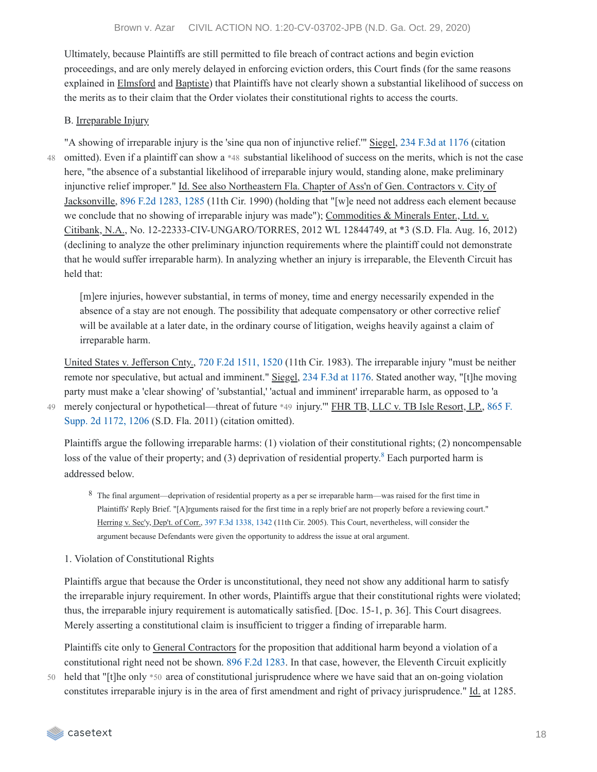Ultimately, because Plaintiffs are still permitted to file breach of contract actions and begin eviction proceedings, and are only merely delayed in enforcing eviction orders, this Court finds (for the same reasons explained in Elmsford and Baptiste) that Plaintiffs have not clearly shown a substantial likelihood of success on the merits as to their claim that the Order violates their constitutional rights to access the courts.

B. Irreparable Injury

"A showing of irreparable injury is the 'sine qua non of injunctive relief.'" Siegel, 234 F.3d at 1176 (citation omitted). Even if a plaintiff can show a *48 substantial likelihood of success on the merits, which is not the case here, "the absence of a substantial likelihood of irreparable injury would, standing alone, make preliminary injunctive relief improper." Id. See also Northeastern Fla. Chapter of Ass'n of Gen. Contractors v. City of Jacksonville, 896 F.2d 1283, 1285 (11th Cir. 1990) (holding that "[w]e need not address each element because we conclude that no showing of irreparable injury was made"); Commodities & Minerals Enter., Ltd. v. Citibank, N.A., No. 12-22333-CIV-UNGARO/TORRES, 2012 WL 12844749, at *3 (S.D. Fla. Aug. 16, 2012) (declining to analyze the other preliminary injunction requirements where the plaintiff could not demonstrate that he would suffer irreparable harm). In analyzing whether an injury is irreparable, the Eleventh Circuit has held that:

> [m]ere injuries, however substantial, in terms of money, time and energy necessarily expended in the absence of a stay are not enough. The possibility that adequate compensatory or other corrective relief will be available at a later date, in the ordinary course of litigation, weighs heavily against a claim of irreparable harm.

United States v. Jefferson Cnty., 720 F.2d 1511, 1520 (11th Cir. 1983). The irreparable injury "must be neither remote nor speculative, but actual and imminent." Siegel, 234 F.3d at 1176. Stated another way, "[t]he moving party must make a 'clear showing' of 'substantial,' 'actual and imminent' irreparable harm, as opposed to 'a merely conjectural or hypothetical—threat of future *49 injury.'" FHR TB, LLC v. TB Isle Resort, LP., 865 F. Supp. 2d 1172, 1206 (S.D. Fla. 2011) (citation omitted).

Plaintiffs argue the following irreparable harms: (1) violation of their constitutional rights; (2) noncompensable loss of the value of their property; and (3) deprivation of residential property.[8] Each purported harm is addressed below.

[8] The final argument—deprivation of residential property as a per se irreparable harm—was raised for the first time in Plaintiffs' Reply Brief. "[A]rguments raised for the first time in a reply brief are not properly before a reviewing court." Herring v. Sec'y, Dep't. of Corr., 397 F.3d 1338, 1342 (11th Cir. 2005). This Court, nevertheless, will consider the argument because Defendants were given the opportunity to address the issue at oral argument.

1. Violation of Constitutional Rights

Plaintiffs argue that because the Order is unconstitutional, they need not show any additional harm to satisfy the irreparable injury requirement. In other words, Plaintiffs argue that their constitutional rights were violated; thus, the irreparable injury requirement is automatically satisfied. [Doc. 15-1, p. 36]. This Court disagrees. Merely asserting a constitutional claim is insufficient to trigger a finding of irreparable harm.

Plaintiffs cite only to General Contractors for the proposition that additional harm beyond a violation of a constitutional right need not be shown. 896 F.2d 1283. In that case, however, the Eleventh Circuit explicitly held that "[t]he only *50 area of constitutional jurisprudence where we have said that an on-going violation constitutes irreparable injury is in the area of first amendment and right of privacy jurisprudence." Id. at 1285.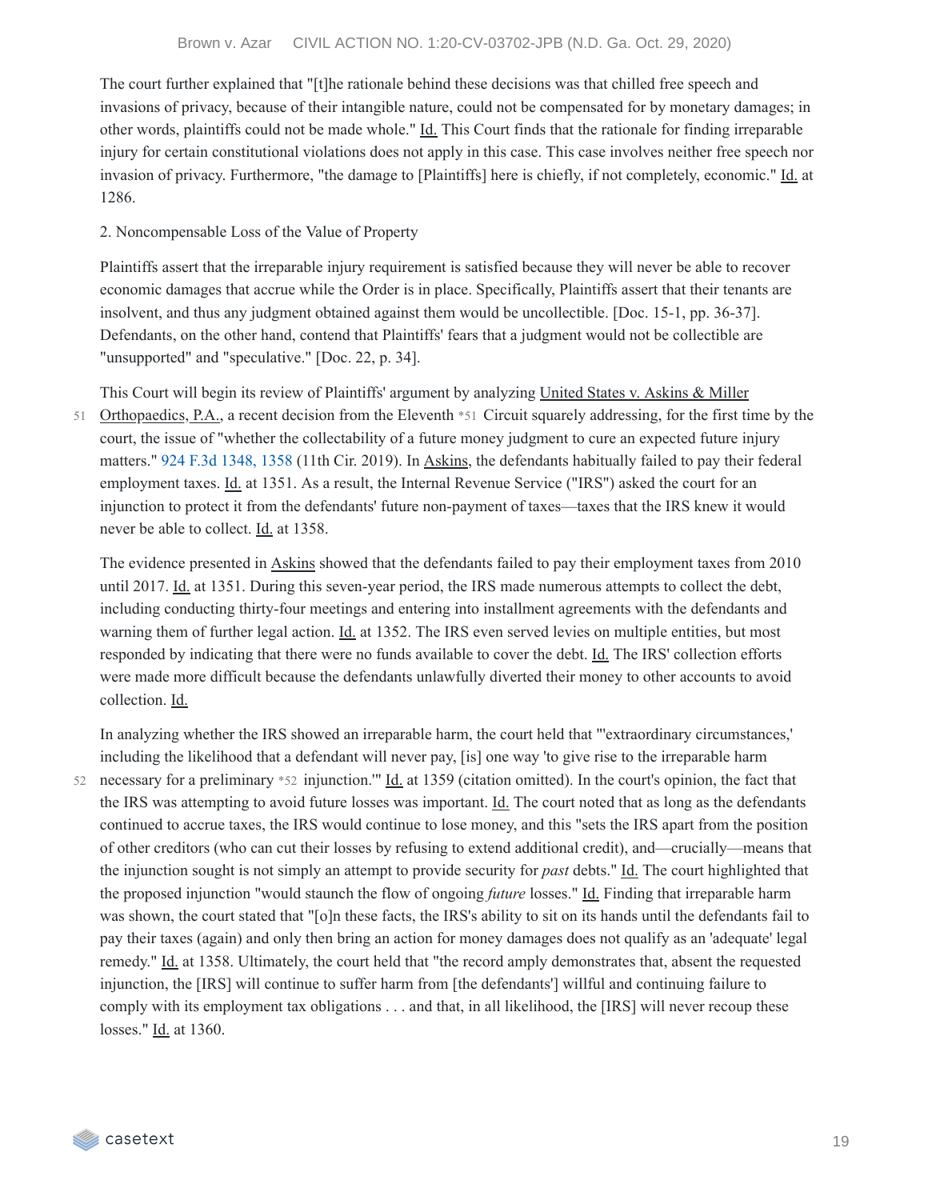The court further explained that "[t]he rationale behind these decisions was that chilled free speech and invasions of privacy, because of their intangible nature, could not be compensated for by monetary damages; in other words, plaintiffs could not be made whole." Id. This Court finds that the rationale for finding irreparable injury for certain constitutional violations does not apply in this case. This case involves neither free speech nor invasion of privacy. Furthermore, "the damage to [Plaintiffs] here is chiefly, if not completely, economic." Id. at 1286.

2. Noncompensable Loss of the Value of Property

Plaintiffs assert that the irreparable injury requirement is satisfied because they will never be able to recover economic damages that accrue while the Order is in place. Specifically, Plaintiffs assert that their tenants are insolvent, and thus any judgment obtained against them would be uncollectible. [Doc. 15-1, pp. 36-37]. Defendants, on the other hand, contend that Plaintiffs' fears that a judgment would not be collectible are "unsupported" and "speculative." [Doc. 22, p. 34].

This Court will begin its review of Plaintiffs' argument by analyzing United States v. Askins & Miller Orthopaedics, P.A., a recent decision from the Eleventh *51 Circuit squarely addressing, for the first time by the court, the issue of "whether the collectability of a future money judgment to cure an expected future injury matters." 924 F.3d 1348, 1358 (11th Cir. 2019). In Askins, the defendants habitually failed to pay their federal employment taxes. Id. at 1351. As a result, the Internal Revenue Service ("IRS") asked the court for an injunction to protect it from the defendants' future non-payment of taxes—taxes that the IRS knew it would never be able to collect. Id. at 1358.

The evidence presented in Askins showed that the defendants failed to pay their employment taxes from 2010 until 2017. Id. at 1351. During this seven-year period, the IRS made numerous attempts to collect the debt, including conducting thirty-four meetings and entering into installment agreements with the defendants and warning them of further legal action. Id. at 1352. The IRS even served levies on multiple entities, but most responded by indicating that there were no funds available to cover the debt. Id. The IRS' collection efforts were made more difficult because the defendants unlawfully diverted their money to other accounts to avoid collection. Id.

In analyzing whether the IRS showed an irreparable harm, the court held that "'extraordinary circumstances,' including the likelihood that a defendant will never pay, [is] one way 'to give rise to the irreparable harm necessary for a preliminary *52 injunction.'" Id. at 1359 (citation omitted). In the court's opinion, the fact that the IRS was attempting to avoid future losses was important. Id. The court noted that as long as the defendants continued to accrue taxes, the IRS would continue to lose money, and this "sets the IRS apart from the position of other creditors (who can cut their losses by refusing to extend additional credit), and—crucially—means that the injunction sought is not simply an attempt to provide security for *past* debts." Id. The court highlighted that the proposed injunction "would staunch the flow of ongoing *future* losses." Id. Finding that irreparable harm was shown, the court stated that "[o]n these facts, the IRS's ability to sit on its hands until the defendants fail to pay their taxes (again) and only then bring an action for money damages does not qualify as an 'adequate' legal remedy." Id. at 1358. Ultimately, the court held that "the record amply demonstrates that, absent the requested injunction, the [IRS] will continue to suffer harm from [the defendants'] willful and continuing failure to comply with its employment tax obligations . . . and that, in all likelihood, the [IRS] will never recoup these losses." Id. at 1360.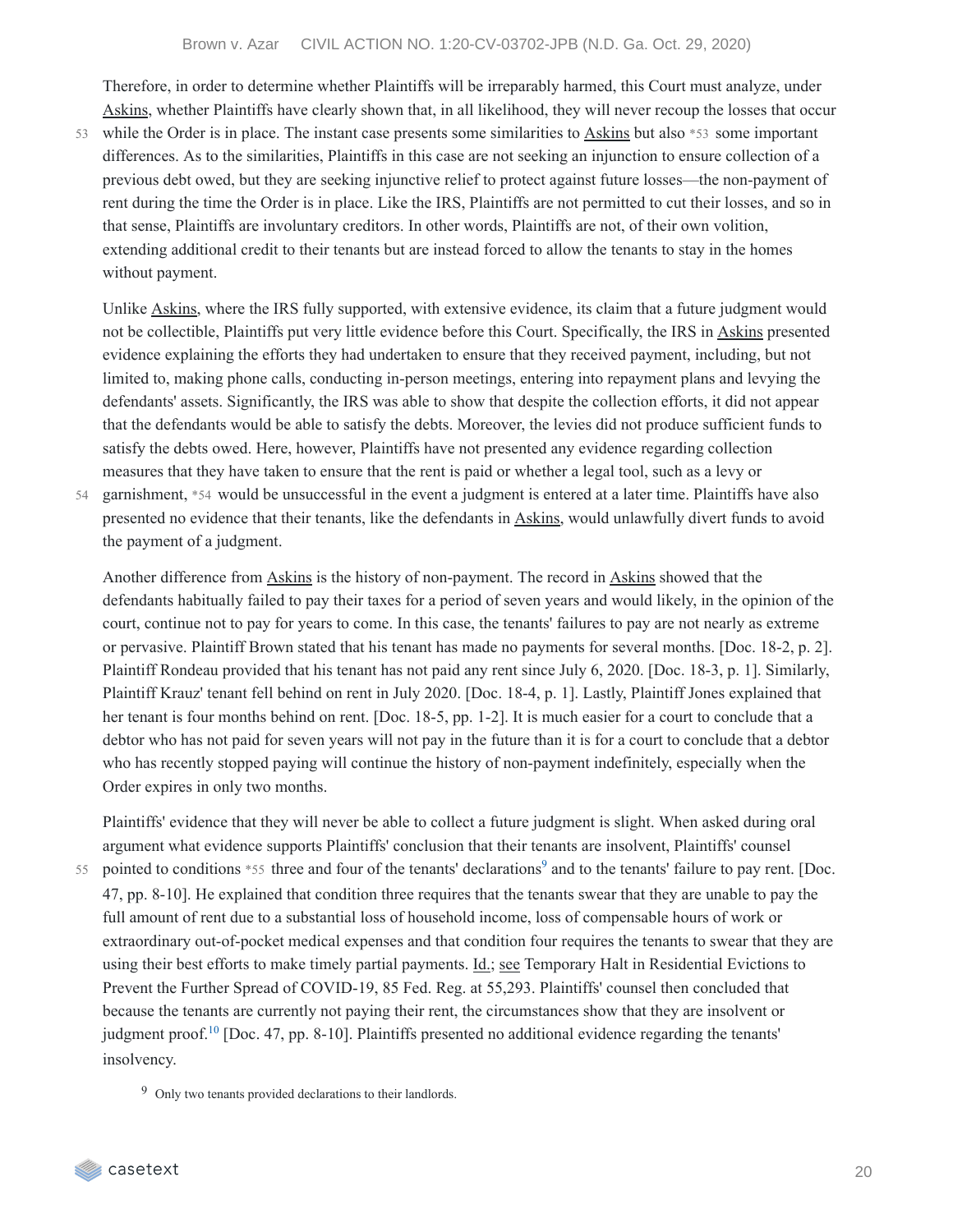Therefore, in order to determine whether Plaintiffs will be irreparably harmed, this Court must analyze, under Askins, whether Plaintiffs have clearly shown that, in all likelihood, they will never recoup the losses that occur while the Order is in place. The instant case presents some similarities to Askins but also *53 some important differences. As to the similarities, Plaintiffs in this case are not seeking an injunction to ensure collection of a previous debt owed, but they are seeking injunctive relief to protect against future losses—the non-payment of rent during the time the Order is in place. Like the IRS, Plaintiffs are not permitted to cut their losses, and so in that sense, Plaintiffs are involuntary creditors. In other words, Plaintiffs are not, of their own volition, extending additional credit to their tenants but are instead forced to allow the tenants to stay in the homes without payment.

Unlike Askins, where the IRS fully supported, with extensive evidence, its claim that a future judgment would not be collectible, Plaintiffs put very little evidence before this Court. Specifically, the IRS in Askins presented evidence explaining the efforts they had undertaken to ensure that they received payment, including, but not limited to, making phone calls, conducting in-person meetings, entering into repayment plans and levying the defendants' assets. Significantly, the IRS was able to show that despite the collection efforts, it did not appear that the defendants would be able to satisfy the debts. Moreover, the levies did not produce sufficient funds to satisfy the debts owed. Here, however, Plaintiffs have not presented any evidence regarding collection measures that they have taken to ensure that the rent is paid or whether a legal tool, such as a levy or garnishment, *54 would be unsuccessful in the event a judgment is entered at a later time. Plaintiffs have also presented no evidence that their tenants, like the defendants in Askins, would unlawfully divert funds to avoid the payment of a judgment.

Another difference from Askins is the history of non-payment. The record in Askins showed that the defendants habitually failed to pay their taxes for a period of seven years and would likely, in the opinion of the court, continue not to pay for years to come. In this case, the tenants' failures to pay are not nearly as extreme or pervasive. Plaintiff Brown stated that his tenant has made no payments for several months. [Doc. 18-2, p. 2]. Plaintiff Rondeau provided that his tenant has not paid any rent since July 6, 2020. [Doc. 18-3, p. 1]. Similarly, Plaintiff Krauz' tenant fell behind on rent in July 2020. [Doc. 18-4, p. 1]. Lastly, Plaintiff Jones explained that her tenant is four months behind on rent. [Doc. 18-5, pp. 1-2]. It is much easier for a court to conclude that a debtor who has not paid for seven years will not pay in the future than it is for a court to conclude that a debtor who has recently stopped paying will continue the history of non-payment indefinitely, especially when the Order expires in only two months.

Plaintiffs' evidence that they will never be able to collect a future judgment is slight. When asked during oral argument what evidence supports Plaintiffs' conclusion that their tenants are insolvent, Plaintiffs' counsel pointed to conditions *55 three and four of the tenants' declarations[9] and to the tenants' failure to pay rent. [Doc. 47, pp. 8-10]. He explained that condition three requires that the tenants swear that they are unable to pay the full amount of rent due to a substantial loss of household income, loss of compensable hours of work or extraordinary out-of-pocket medical expenses and that condition four requires the tenants to swear that they are using their best efforts to make timely partial payments. Id.; see Temporary Halt in Residential Evictions to Prevent the Further Spread of COVID-19, 85 Fed. Reg. at 55,293. Plaintiffs' counsel then concluded that because the tenants are currently not paying their rent, the circumstances show that they are insolvent or judgment proof.[10] [Doc. 47, pp. 8-10]. Plaintiffs presented no additional evidence regarding the tenants' insolvency.

[9] Only two tenants provided declarations to their landlords.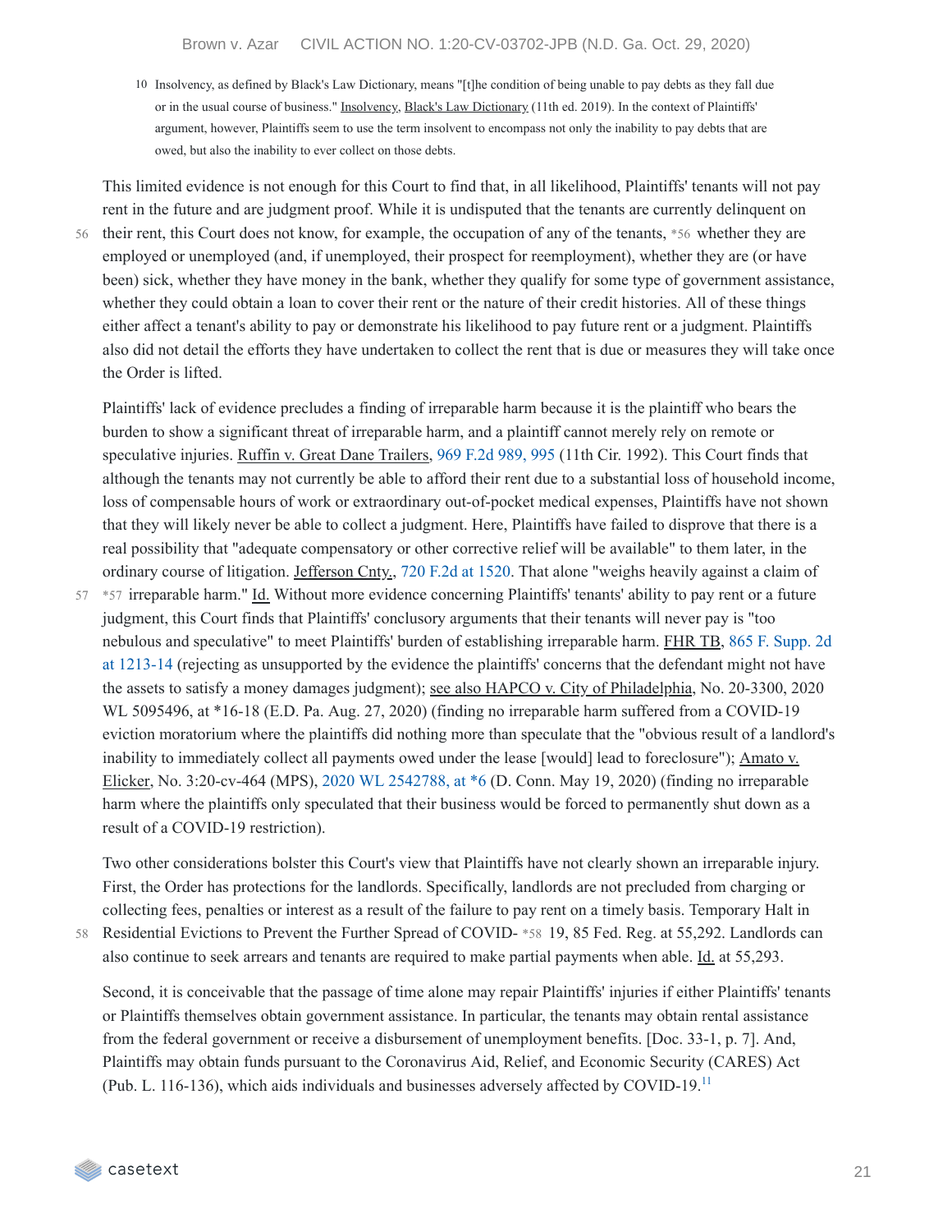10 Insolvency, as defined by Black's Law Dictionary, means "[t]he condition of being unable to pay debts as they fall due or in the usual course of business." Insolvency, Black's Law Dictionary (11th ed. 2019). In the context of Plaintiffs' argument, however, Plaintiffs seem to use the term insolvent to encompass not only the inability to pay debts that are owed, but also the inability to ever collect on those debts.

This limited evidence is not enough for this Court to find that, in all likelihood, Plaintiffs' tenants will not pay rent in the future and are judgment proof. While it is undisputed that the tenants are currently delinquent on their rent, this Court does not know, for example, the occupation of any of the tenants, *56 whether they are employed or unemployed (and, if unemployed, their prospect for reemployment), whether they are (or have been) sick, whether they have money in the bank, whether they qualify for some type of government assistance, whether they could obtain a loan to cover their rent or the nature of their credit histories. All of these things either affect a tenant's ability to pay or demonstrate his likelihood to pay future rent or a judgment. Plaintiffs also did not detail the efforts they have undertaken to collect the rent that is due or measures they will take once the Order is lifted.

Plaintiffs' lack of evidence precludes a finding of irreparable harm because it is the plaintiff who bears the burden to show a significant threat of irreparable harm, and a plaintiff cannot merely rely on remote or speculative injuries. Ruffin v. Great Dane Trailers, 969 F.2d 989, 995 (11th Cir. 1992). This Court finds that although the tenants may not currently be able to afford their rent due to a substantial loss of household income, loss of compensable hours of work or extraordinary out-of-pocket medical expenses, Plaintiffs have not shown that they will likely never be able to collect a judgment. Here, Plaintiffs have failed to disprove that there is a real possibility that "adequate compensatory or other corrective relief will be available" to them later, in the ordinary course of litigation. Jefferson Cnty., 720 F.2d at 1520. That alone "weighs heavily against a claim of *57 irreparable harm." Id. Without more evidence concerning Plaintiffs' tenants' ability to pay rent or a future judgment, this Court finds that Plaintiffs' conclusory arguments that their tenants will never pay is "too nebulous and speculative" to meet Plaintiffs' burden of establishing irreparable harm. FHR TB, 865 F. Supp. 2d at 1213-14 (rejecting as unsupported by the evidence the plaintiffs' concerns that the defendant might not have the assets to satisfy a money damages judgment); see also HAPCO v. City of Philadelphia, No. 20-3300, 2020 WL 5095496, at *16-18 (E.D. Pa. Aug. 27, 2020) (finding no irreparable harm suffered from a COVID-19 eviction moratorium where the plaintiffs did nothing more than speculate that the "obvious result of a landlord's inability to immediately collect all payments owed under the lease [would] lead to foreclosure"); Amato v. Elicker, No. 3:20-cv-464 (MPS), 2020 WL 2542788, at *6 (D. Conn. May 19, 2020) (finding no irreparable harm where the plaintiffs only speculated that their business would be forced to permanently shut down as a result of a COVID-19 restriction).

Two other considerations bolster this Court's view that Plaintiffs have not clearly shown an irreparable injury. First, the Order has protections for the landlords. Specifically, landlords are not precluded from charging or collecting fees, penalties or interest as a result of the failure to pay rent on a timely basis. Temporary Halt in Residential Evictions to Prevent the Further Spread of COVID- *58 19, 85 Fed. Reg. at 55,292. Landlords can also continue to seek arrears and tenants are required to make partial payments when able. Id. at 55,293.

Second, it is conceivable that the passage of time alone may repair Plaintiffs' injuries if either Plaintiffs' tenants or Plaintiffs themselves obtain government assistance. In particular, the tenants may obtain rental assistance from the federal government or receive a disbursement of unemployment benefits. [Doc. 33-1, p. 7]. And, Plaintiffs may obtain funds pursuant to the Coronavirus Aid, Relief, and Economic Security (CARES) Act (Pub. L. 116-136), which aids individuals and businesses adversely affected by COVID-19.[11]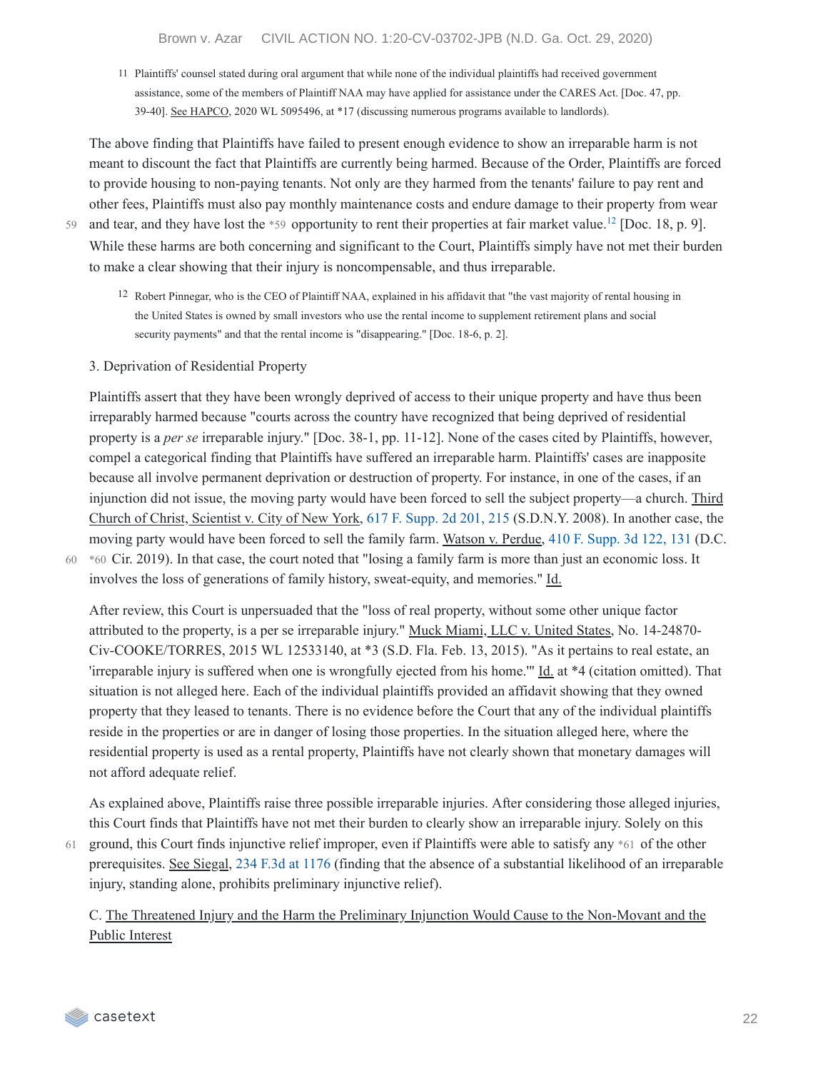11 Plaintiffs' counsel stated during oral argument that while none of the individual plaintiffs had received government assistance, some of the members of Plaintiff NAA may have applied for assistance under the CARES Act. [Doc. 47, pp. 39-40]. See HAPCO, 2020 WL 5095496, at *17 (discussing numerous programs available to landlords).

The above finding that Plaintiffs have failed to present enough evidence to show an irreparable harm is not meant to discount the fact that Plaintiffs are currently being harmed. Because of the Order, Plaintiffs are forced to provide housing to non-paying tenants. Not only are they harmed from the tenants' failure to pay rent and other fees, Plaintiffs must also pay monthly maintenance costs and endure damage to their property from wear and tear, and they have lost the *59 opportunity to rent their properties at fair market value.[12] [Doc. 18, p. 9]. While these harms are both concerning and significant to the Court, Plaintiffs simply have not met their burden to make a clear showing that their injury is noncompensable, and thus irreparable.

12 Robert Pinnegar, who is the CEO of Plaintiff NAA, explained in his affidavit that "the vast majority of rental housing in the United States is owned by small investors who use the rental income to supplement retirement plans and social security payments" and that the rental income is "disappearing." [Doc. 18-6, p. 2].

3. Deprivation of Residential Property

Plaintiffs assert that they have been wrongly deprived of access to their unique property and have thus been irreparably harmed because "courts across the country have recognized that being deprived of residential property is a *per se* irreparable injury." [Doc. 38-1, pp. 11-12]. None of the cases cited by Plaintiffs, however, compel a categorical finding that Plaintiffs have suffered an irreparable harm. Plaintiffs' cases are inapposite because all involve permanent deprivation or destruction of property. For instance, in one of the cases, if an injunction did not issue, the moving party would have been forced to sell the subject property—a church. Third Church of Christ, Scientist v. City of New York, 617 F. Supp. 2d 201, 215 (S.D.N.Y. 2008). In another case, the moving party would have been forced to sell the family farm. Watson v. Perdue, 410 F. Supp. 3d 122, 131 (D.C. *60 Cir. 2019). In that case, the court noted that "losing a family farm is more than just an economic loss. It involves the loss of generations of family history, sweat-equity, and memories." Id.

After review, this Court is unpersuaded that the "loss of real property, without some other unique factor attributed to the property, is a per se irreparable injury." Muck Miami, LLC v. United States, No. 14-24870-Civ-COOKE/TORRES, 2015 WL 12533140, at *3 (S.D. Fla. Feb. 13, 2015). "As it pertains to real estate, an 'irreparable injury is suffered when one is wrongfully ejected from his home.'" Id. at *4 (citation omitted). That situation is not alleged here. Each of the individual plaintiffs provided an affidavit showing that they owned property that they leased to tenants. There is no evidence before the Court that any of the individual plaintiffs reside in the properties or are in danger of losing those properties. In the situation alleged here, where the residential property is used as a rental property, Plaintiffs have not clearly shown that monetary damages will not afford adequate relief.

As explained above, Plaintiffs raise three possible irreparable injuries. After considering those alleged injuries, this Court finds that Plaintiffs have not met their burden to clearly show an irreparable injury. Solely on this ground, this Court finds injunctive relief improper, even if Plaintiffs were able to satisfy any *61 of the other prerequisites. See Siegal, 234 F.3d at 1176 (finding that the absence of a substantial likelihood of an irreparable injury, standing alone, prohibits preliminary injunctive relief).

C. The Threatened Injury and the Harm the Preliminary Injunction Would Cause to the Non-Movant and the Public Interest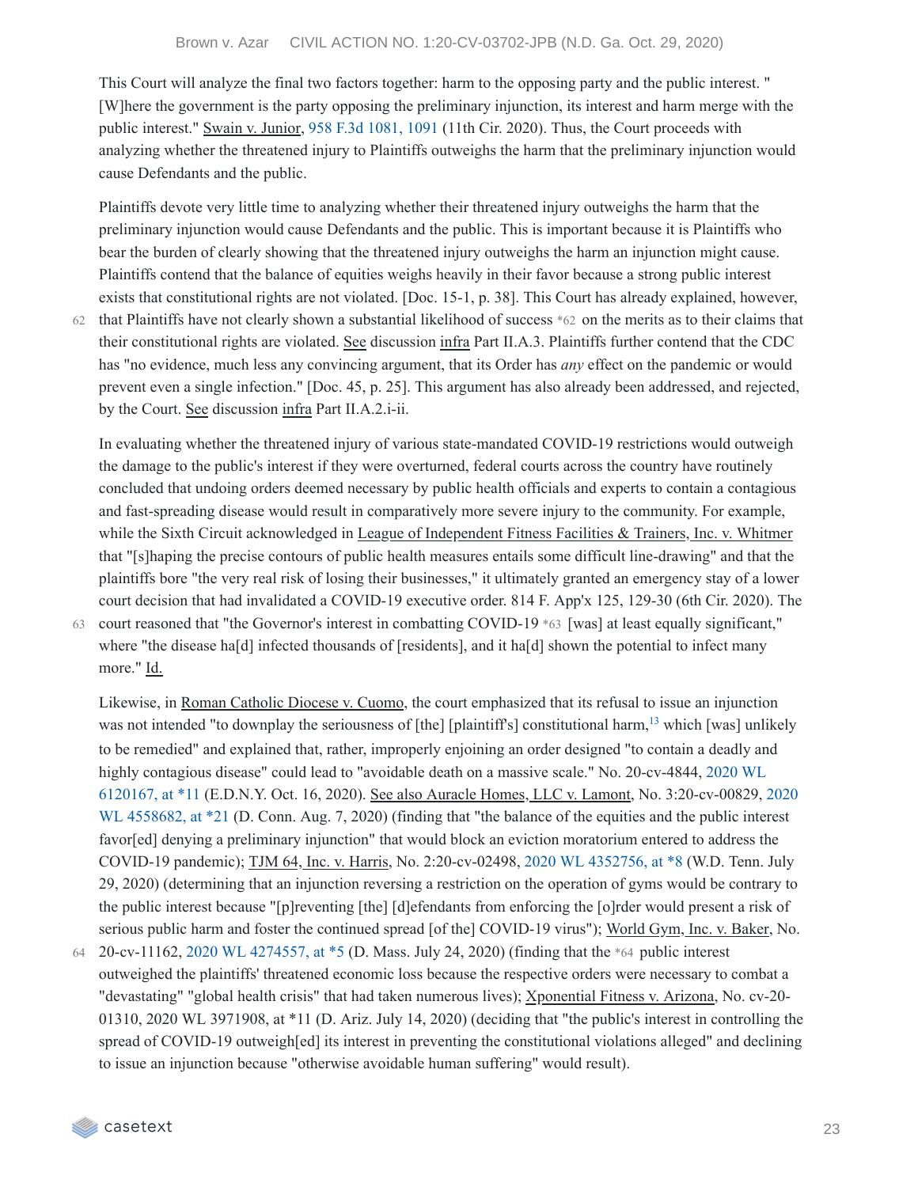This Court will analyze the final two factors together: harm to the opposing party and the public interest. "[W]here the government is the party opposing the preliminary injunction, its interest and harm merge with the public interest." Swain v. Junior, 958 F.3d 1081, 1091 (11th Cir. 2020). Thus, the Court proceeds with analyzing whether the threatened injury to Plaintiffs outweighs the harm that the preliminary injunction would cause Defendants and the public.

Plaintiffs devote very little time to analyzing whether their threatened injury outweighs the harm that the preliminary injunction would cause Defendants and the public. This is important because it is Plaintiffs who bear the burden of clearly showing that the threatened injury outweighs the harm an injunction might cause. Plaintiffs contend that the balance of equities weighs heavily in their favor because a strong public interest exists that constitutional rights are not violated. [Doc. 15-1, p. 38]. This Court has already explained, however, that Plaintiffs have not clearly shown a substantial likelihood of success *62 on the merits as to their claims that their constitutional rights are violated. See discussion infra Part II.A.3. Plaintiffs further contend that the CDC has "no evidence, much less any convincing argument, that its Order has *any* effect on the pandemic or would prevent even a single infection." [Doc. 45, p. 25]. This argument has also already been addressed, and rejected, by the Court. See discussion infra Part II.A.2.i-ii.

In evaluating whether the threatened injury of various state-mandated COVID-19 restrictions would outweigh the damage to the public's interest if they were overturned, federal courts across the country have routinely concluded that undoing orders deemed necessary by public health officials and experts to contain a contagious and fast-spreading disease would result in comparatively more severe injury to the community. For example, while the Sixth Circuit acknowledged in League of Independent Fitness Facilities & Trainers, Inc. v. Whitmer that "[s]haping the precise contours of public health measures entails some difficult line-drawing" and that the plaintiffs bore "the very real risk of losing their businesses," it ultimately granted an emergency stay of a lower court decision that had invalidated a COVID-19 executive order. 814 F. App'x 125, 129-30 (6th Cir. 2020). The court reasoned that "the Governor's interest in combatting COVID-19 *63 [was] at least equally significant," where "the disease ha[d] infected thousands of [residents], and it ha[d] shown the potential to infect many more." Id.

Likewise, in Roman Catholic Diocese v. Cuomo, the court emphasized that its refusal to issue an injunction was not intended "to downplay the seriousness of [the] [plaintiff's] constitutional harm,[13] which [was] unlikely to be remedied" and explained that, rather, improperly enjoining an order designed "to contain a deadly and highly contagious disease" could lead to "avoidable death on a massive scale." No. 20-cv-4844, 2020 WL 6120167, at *11 (E.D.N.Y. Oct. 16, 2020). See also Auracle Homes, LLC v. Lamont, No. 3:20-cv-00829, 2020 WL 4558682, at *21 (D. Conn. Aug. 7, 2020) (finding that "the balance of the equities and the public interest favor[ed] denying a preliminary injunction" that would block an eviction moratorium entered to address the COVID-19 pandemic); TJM 64, Inc. v. Harris, No. 2:20-cv-02498, 2020 WL 4352756, at *8 (W.D. Tenn. July 29, 2020) (determining that an injunction reversing a restriction on the operation of gyms would be contrary to the public interest because "[p]reventing [the] [d]efendants from enforcing the [o]rder would present a risk of serious public harm and foster the continued spread [of the] COVID-19 virus"); World Gym, Inc. v. Baker, No. 20-cv-11162, 2020 WL 4274557, at *5 (D. Mass. July 24, 2020) (finding that the *64 public interest outweighed the plaintiffs' threatened economic loss because the respective orders were necessary to combat a "devastating" "global health crisis" that had taken numerous lives); Xponential Fitness v. Arizona, No. cv-20-01310, 2020 WL 3971908, at *11 (D. Ariz. July 14, 2020) (deciding that "the public's interest in controlling the spread of COVID-19 outweigh[ed] its interest in preventing the constitutional violations alleged" and declining to issue an injunction because "otherwise avoidable human suffering" would result).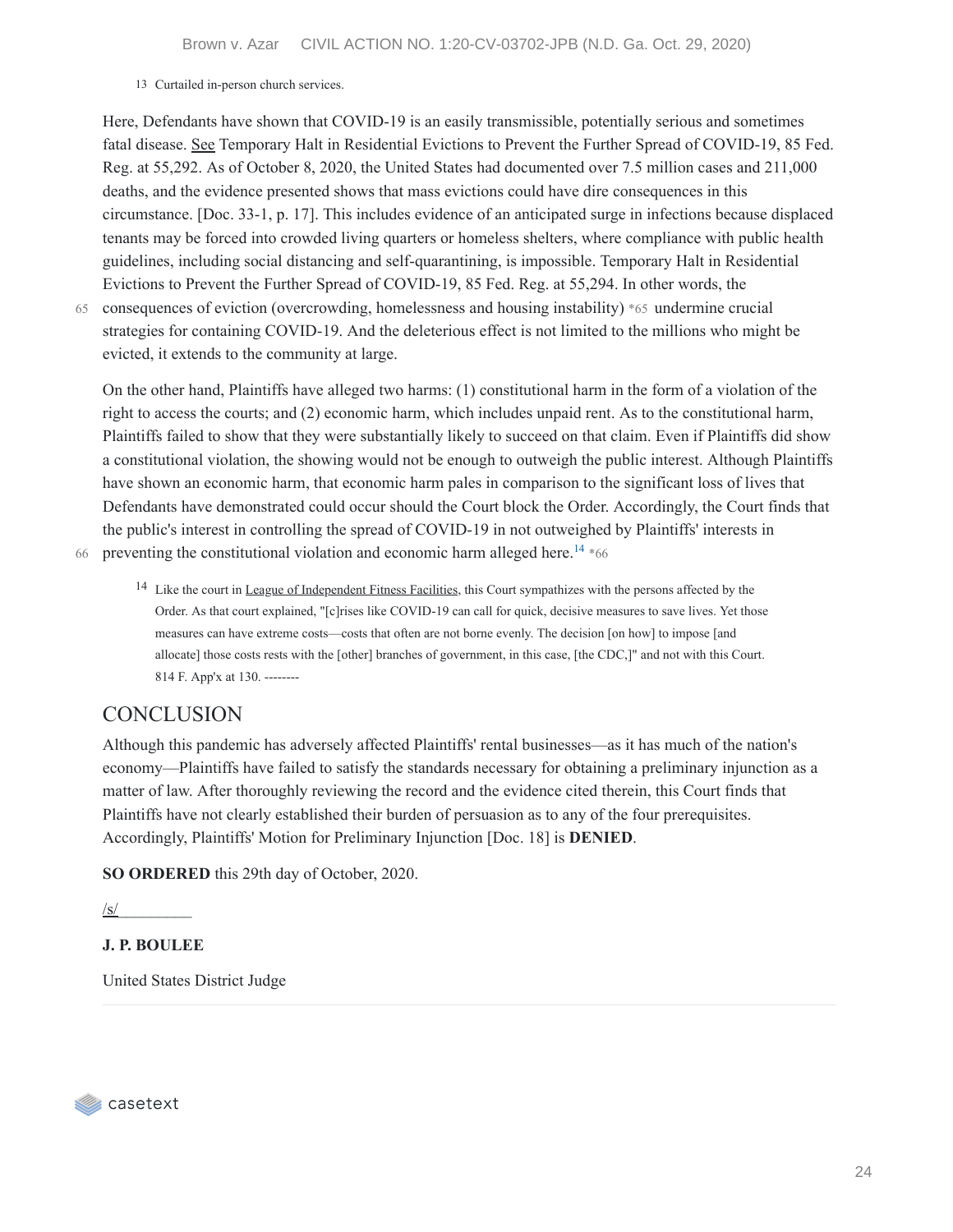13 Curtailed in-person church services.

Here, Defendants have shown that COVID-19 is an easily transmissible, potentially serious and sometimes fatal disease. See Temporary Halt in Residential Evictions to Prevent the Further Spread of COVID-19, 85 Fed. Reg. at 55,292. As of October 8, 2020, the United States had documented over 7.5 million cases and 211,000 deaths, and the evidence presented shows that mass evictions could have dire consequences in this circumstance. [Doc. 33-1, p. 17]. This includes evidence of an anticipated surge in infections because displaced tenants may be forced into crowded living quarters or homeless shelters, where compliance with public health guidelines, including social distancing and self-quarantining, is impossible. Temporary Halt in Residential Evictions to Prevent the Further Spread of COVID-19, 85 Fed. Reg. at 55,294. In other words, the consequences of eviction (overcrowding, homelessness and housing instability) *65 undermine crucial strategies for containing COVID-19. And the deleterious effect is not limited to the millions who might be evicted, it extends to the community at large.

On the other hand, Plaintiffs have alleged two harms: (1) constitutional harm in the form of a violation of the right to access the courts; and (2) economic harm, which includes unpaid rent. As to the constitutional harm, Plaintiffs failed to show that they were substantially likely to succeed on that claim. Even if Plaintiffs did show a constitutional violation, the showing would not be enough to outweigh the public interest. Although Plaintiffs have shown an economic harm, that economic harm pales in comparison to the significant loss of lives that Defendants have demonstrated could occur should the Court block the Order. Accordingly, the Court finds that the public's interest in controlling the spread of COVID-19 in not outweighed by Plaintiffs' interests in preventing the constitutional violation and economic harm alleged here.[14] *66

[14] Like the court in League of Independent Fitness Facilities, this Court sympathizes with the persons affected by the Order. As that court explained, "[c]rises like COVID-19 can call for quick, decisive measures to save lives. Yet those measures can have extreme costs—costs that often are not borne evenly. The decision [on how] to impose [and allocate] those costs rests with the [other] branches of government, in this case, [the CDC,]" and not with this Court. 814 F. App'x at 130. --------

## CONCLUSION

Although this pandemic has adversely affected Plaintiffs' rental businesses—as it has much of the nation's economy—Plaintiffs have failed to satisfy the standards necessary for obtaining a preliminary injunction as a matter of law. After thoroughly reviewing the record and the evidence cited therein, this Court finds that Plaintiffs have not clearly established their burden of persuasion as to any of the four prerequisites. Accordingly, Plaintiffs' Motion for Preliminary Injunction [Doc. 18] is **DENIED**.

**SO ORDERED** this 29th day of October, 2020.

/s/_________

**J. P. BOULEE**

United States District Judge